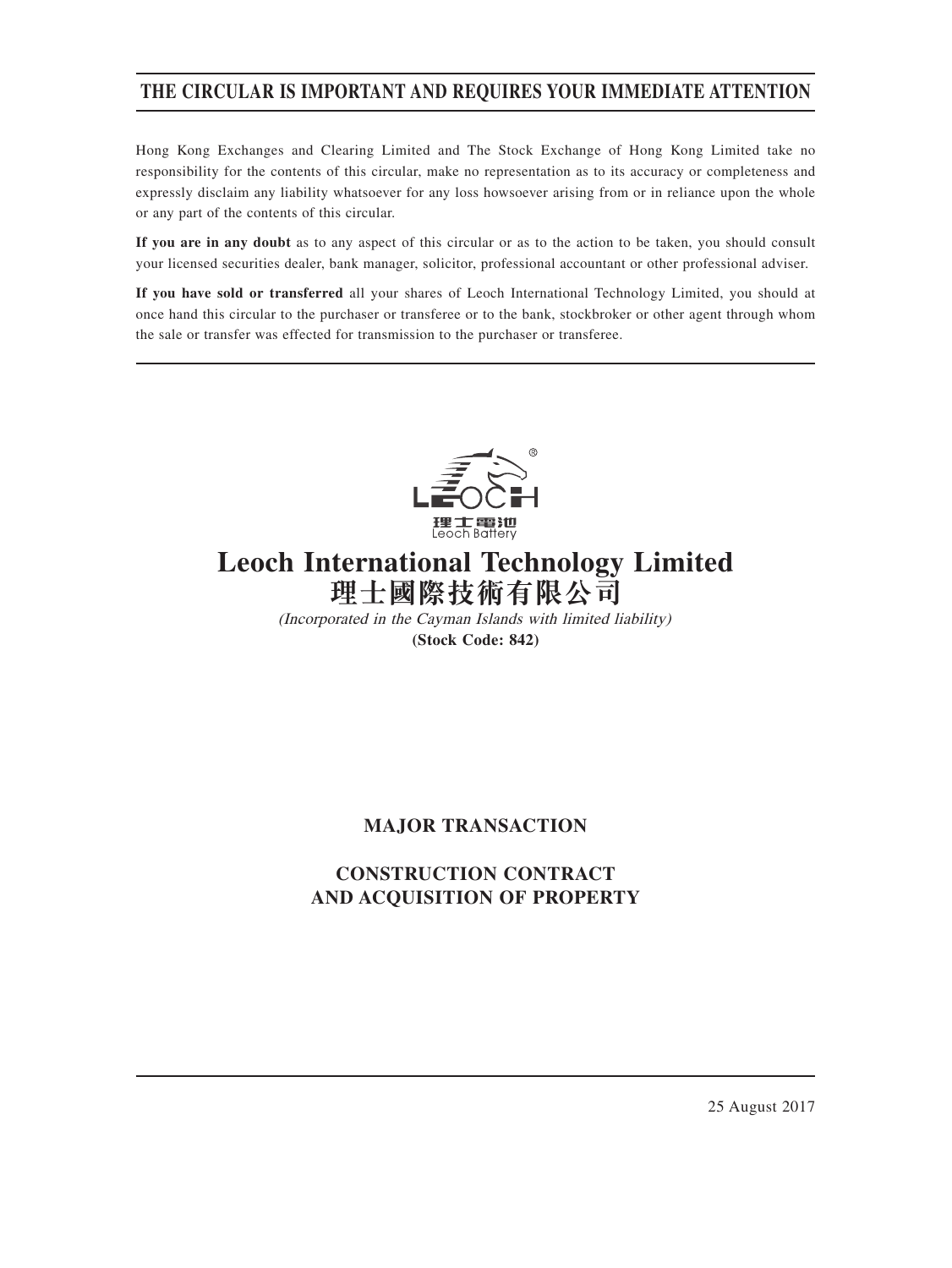**THE CIRCULAR IS IMPORTANT AND REQUIRES YOUR IMMEDIATE ATTENTION**

Hong Kong Exchanges and Clearing Limited and The Stock Exchange of Hong Kong Limited take no responsibility for the contents of this circular, make no representation as to its accuracy or completeness and expressly disclaim any liability whatsoever for any loss howsoever arising from or in reliance upon the whole or any part of the contents of this circular.

**If you are in any doubt** as to any aspect of this circular or as to the action to be taken, you should consult your licensed securities dealer, bank manager, solicitor, professional accountant or other professional adviser.

**If you have sold or transferred** all your shares of Leoch International Technology Limited, you should at once hand this circular to the purchaser or transferee or to the bank, stockbroker or other agent through whom the sale or transfer was effected for transmission to the purchaser or transferee.

LEOCH®
理士電池
Leoch Battery

# Leoch International Technology Limited
# 理士國際技術有限公司

*(Incorporated in the Cayman Islands with limited liability)*

**(Stock Code: 842)**

## MAJOR TRANSACTION

## CONSTRUCTION CONTRACT AND ACQUISITION OF PROPERTY

25 August 2017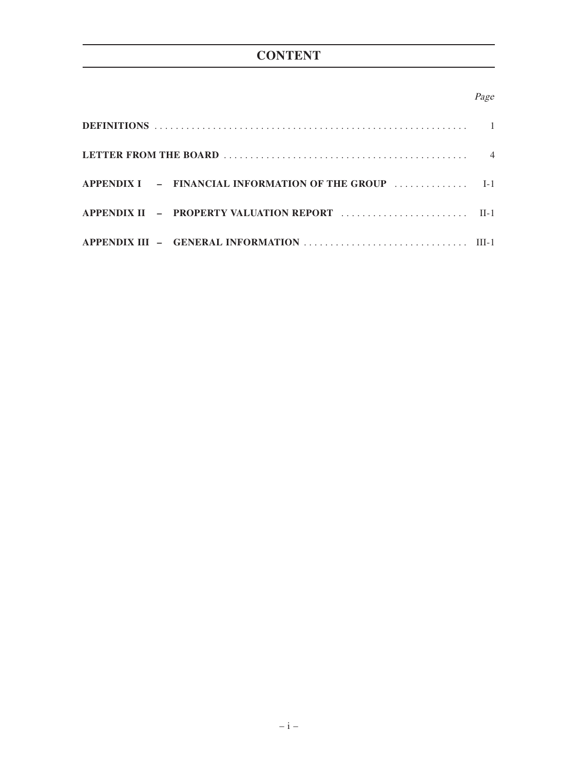# CONTENT

| | *Page* |
|---|---|
| **DEFINITIONS** | 1 |
| **LETTER FROM THE BOARD** | 4 |
| **APPENDIX I – FINANCIAL INFORMATION OF THE GROUP** | I-1 |
| **APPENDIX II – PROPERTY VALUATION REPORT** | II-1 |
| **APPENDIX III – GENERAL INFORMATION** | III-1 |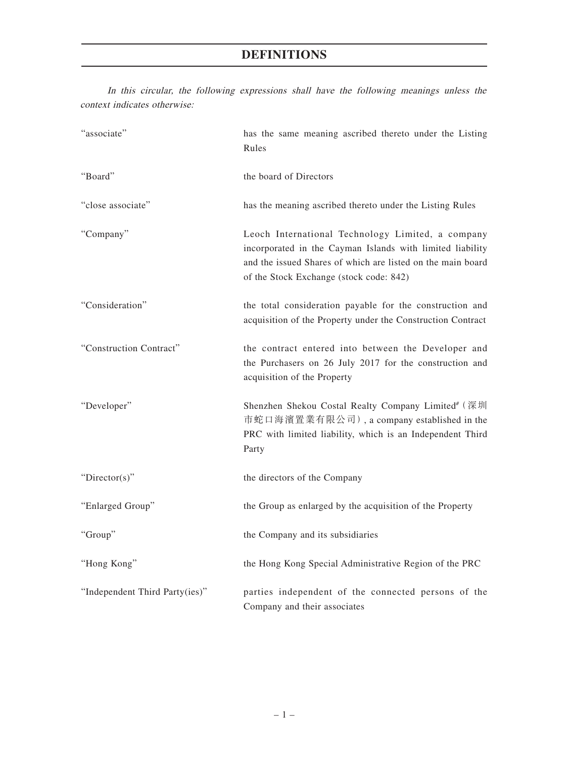# DEFINITIONS

*In this circular, the following expressions shall have the following meanings unless the context indicates otherwise:*

| | |
|---|---|
| "associate" | has the same meaning ascribed thereto under the Listing Rules |
| "Board" | the board of Directors |
| "close associate" | has the meaning ascribed thereto under the Listing Rules |
| "Company" | Leoch International Technology Limited, a company incorporated in the Cayman Islands with limited liability and the issued Shares of which are listed on the main board of the Stock Exchange (stock code: 842) |
| "Consideration" | the total consideration payable for the construction and acquisition of the Property under the Construction Contract |
| "Construction Contract" | the contract entered into between the Developer and the Purchasers on 26 July 2017 for the construction and acquisition of the Property |
| "Developer" | Shenzhen Shekou Costal Realty Company Limited# (深圳市蛇口海濱置業有限公司), a company established in the PRC with limited liability, which is an Independent Third Party |
| "Director(s)" | the directors of the Company |
| "Enlarged Group" | the Group as enlarged by the acquisition of the Property |
| "Group" | the Company and its subsidiaries |
| "Hong Kong" | the Hong Kong Special Administrative Region of the PRC |
| "Independent Third Party(ies)" | parties independent of the connected persons of the Company and their associates |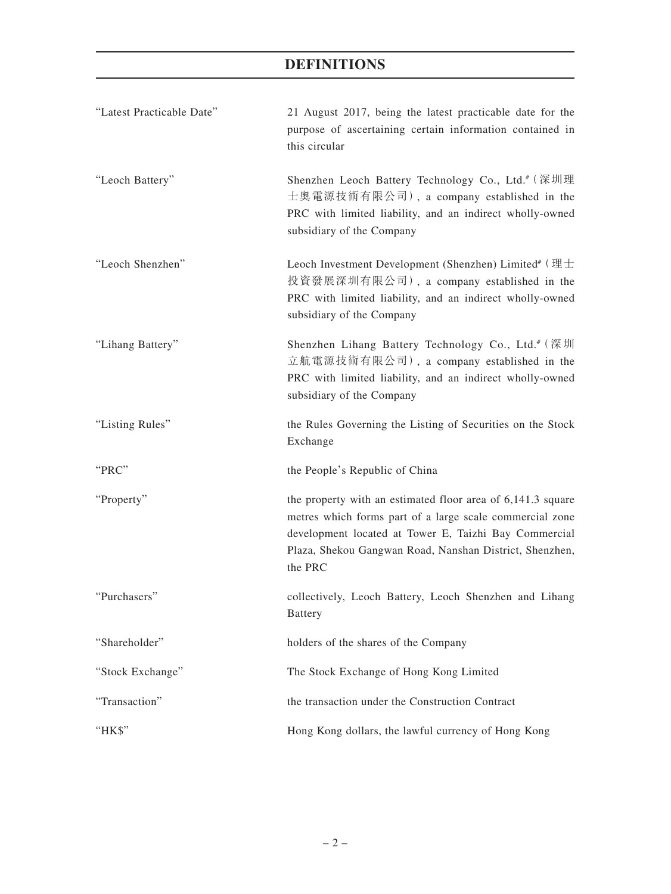# DEFINITIONS

| | |
|---|---|
| "Latest Practicable Date" | 21 August 2017, being the latest practicable date for the purpose of ascertaining certain information contained in this circular |
| "Leoch Battery" | Shenzhen Leoch Battery Technology Co., Ltd.# (深圳理士奧電源技術有限公司), a company established in the PRC with limited liability, and an indirect wholly-owned subsidiary of the Company |
| "Leoch Shenzhen" | Leoch Investment Development (Shenzhen) Limited# (理士投資發展深圳有限公司), a company established in the PRC with limited liability, and an indirect wholly-owned subsidiary of the Company |
| "Lihang Battery" | Shenzhen Lihang Battery Technology Co., Ltd.# (深圳立航電源技術有限公司), a company established in the PRC with limited liability, and an indirect wholly-owned subsidiary of the Company |
| "Listing Rules" | the Rules Governing the Listing of Securities on the Stock Exchange |
| "PRC" | the People's Republic of China |
| "Property" | the property with an estimated floor area of 6,141.3 square metres which forms part of a large scale commercial zone development located at Tower E, Taizhi Bay Commercial Plaza, Shekou Gangwan Road, Nanshan District, Shenzhen, the PRC |
| "Purchasers" | collectively, Leoch Battery, Leoch Shenzhen and Lihang Battery |
| "Shareholder" | holders of the shares of the Company |
| "Stock Exchange" | The Stock Exchange of Hong Kong Limited |
| "Transaction" | the transaction under the Construction Contract |
| "HK$" | Hong Kong dollars, the lawful currency of Hong Kong |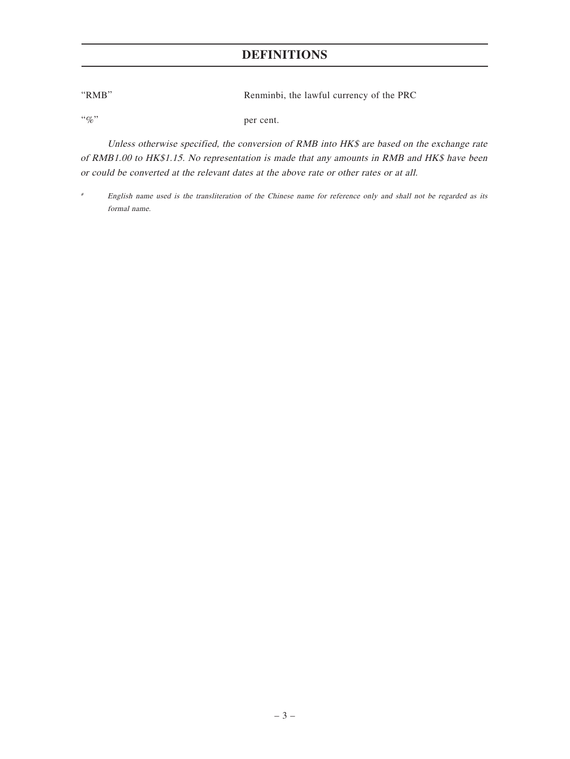# DEFINITIONS

| | |
|---|---|
| "RMB" | Renminbi, the lawful currency of the PRC |
| "%" | per cent. |

*Unless otherwise specified, the conversion of RMB into HK$ are based on the exchange rate of RMB1.00 to HK$1.15. No representation is made that any amounts in RMB and HK$ have been or could be converted at the relevant dates at the above rate or other rates or at all.*

# *English name used is the transliteration of the Chinese name for reference only and shall not be regarded as its formal name.*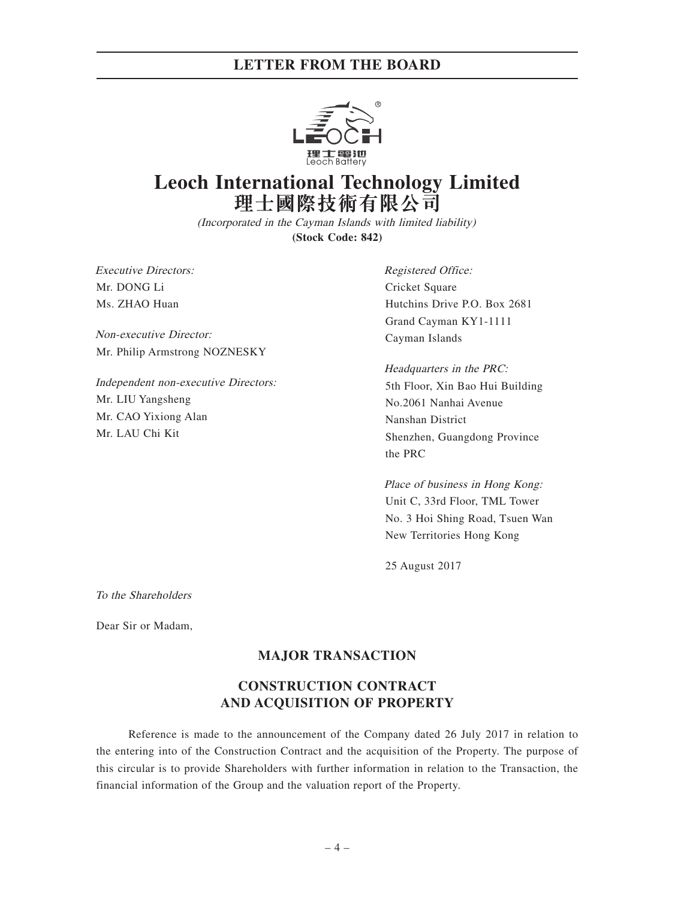# Leoch International Technology Limited
# 理士國際技術有限公司

*(Incorporated in the Cayman Islands with limited liability)*

**(Stock Code: 842)**

*Executive Directors:*
Mr. DONG Li
Ms. ZHAO Huan

*Non-executive Director:*
Mr. Philip Armstrong NOZNESKY

*Independent non-executive Directors:*
Mr. LIU Yangsheng
Mr. CAO Yixiong Alan
Mr. LAU Chi Kit

*Registered Office:*
Cricket Square
Hutchins Drive P.O. Box 2681
Grand Cayman KY1-1111
Cayman Islands

*Headquarters in the PRC:*
5th Floor, Xin Bao Hui Building
No.2061 Nanhai Avenue
Nanshan District
Shenzhen, Guangdong Province
the PRC

*Place of business in Hong Kong:*
Unit C, 33rd Floor, TML Tower
No. 3 Hoi Shing Road, Tsuen Wan
New Territories Hong Kong

25 August 2017

*To the Shareholders*

Dear Sir or Madam,

## MAJOR TRANSACTION

## CONSTRUCTION CONTRACT AND ACQUISITION OF PROPERTY

Reference is made to the announcement of the Company dated 26 July 2017 in relation to the entering into of the Construction Contract and the acquisition of the Property. The purpose of this circular is to provide Shareholders with further information in relation to the Transaction, the financial information of the Group and the valuation report of the Property.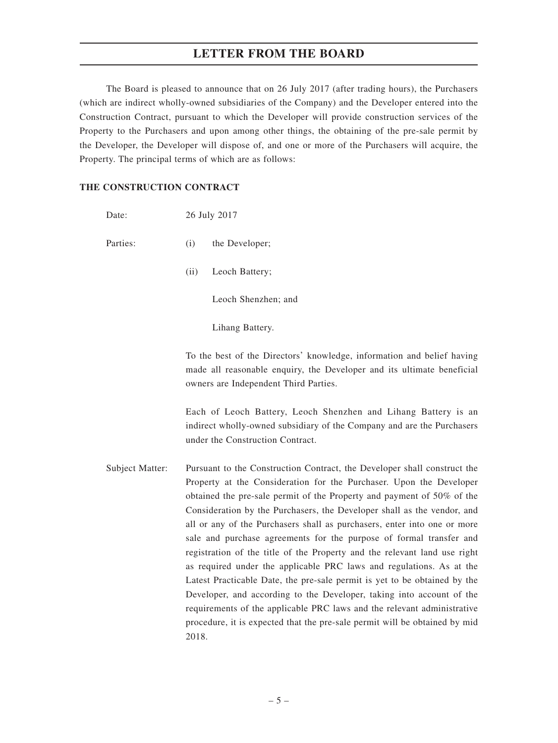## LETTER FROM THE BOARD

The Board is pleased to announce that on 26 July 2017 (after trading hours), the Purchasers (which are indirect wholly-owned subsidiaries of the Company) and the Developer entered into the Construction Contract, pursuant to which the Developer will provide construction services of the Property to the Purchasers and upon among other things, the obtaining of the pre-sale permit by the Developer, the Developer will dispose of, and one or more of the Purchasers will acquire, the Property. The principal terms of which are as follows:

### THE CONSTRUCTION CONTRACT

Date: 26 July 2017

Parties:

(i) the Developer;

(ii) Leoch Battery;

Leoch Shenzhen; and

Lihang Battery.

To the best of the Directors' knowledge, information and belief having made all reasonable enquiry, the Developer and its ultimate beneficial owners are Independent Third Parties.

Each of Leoch Battery, Leoch Shenzhen and Lihang Battery is an indirect wholly-owned subsidiary of the Company and are the Purchasers under the Construction Contract.

Subject Matter: Pursuant to the Construction Contract, the Developer shall construct the Property at the Consideration for the Purchaser. Upon the Developer obtained the pre-sale permit of the Property and payment of 50% of the Consideration by the Purchasers, the Developer shall as the vendor, and all or any of the Purchasers shall as purchasers, enter into one or more sale and purchase agreements for the purpose of formal transfer and registration of the title of the Property and the relevant land use right as required under the applicable PRC laws and regulations. As at the Latest Practicable Date, the pre-sale permit is yet to be obtained by the Developer, and according to the Developer, taking into account of the requirements of the applicable PRC laws and the relevant administrative procedure, it is expected that the pre-sale permit will be obtained by mid 2018.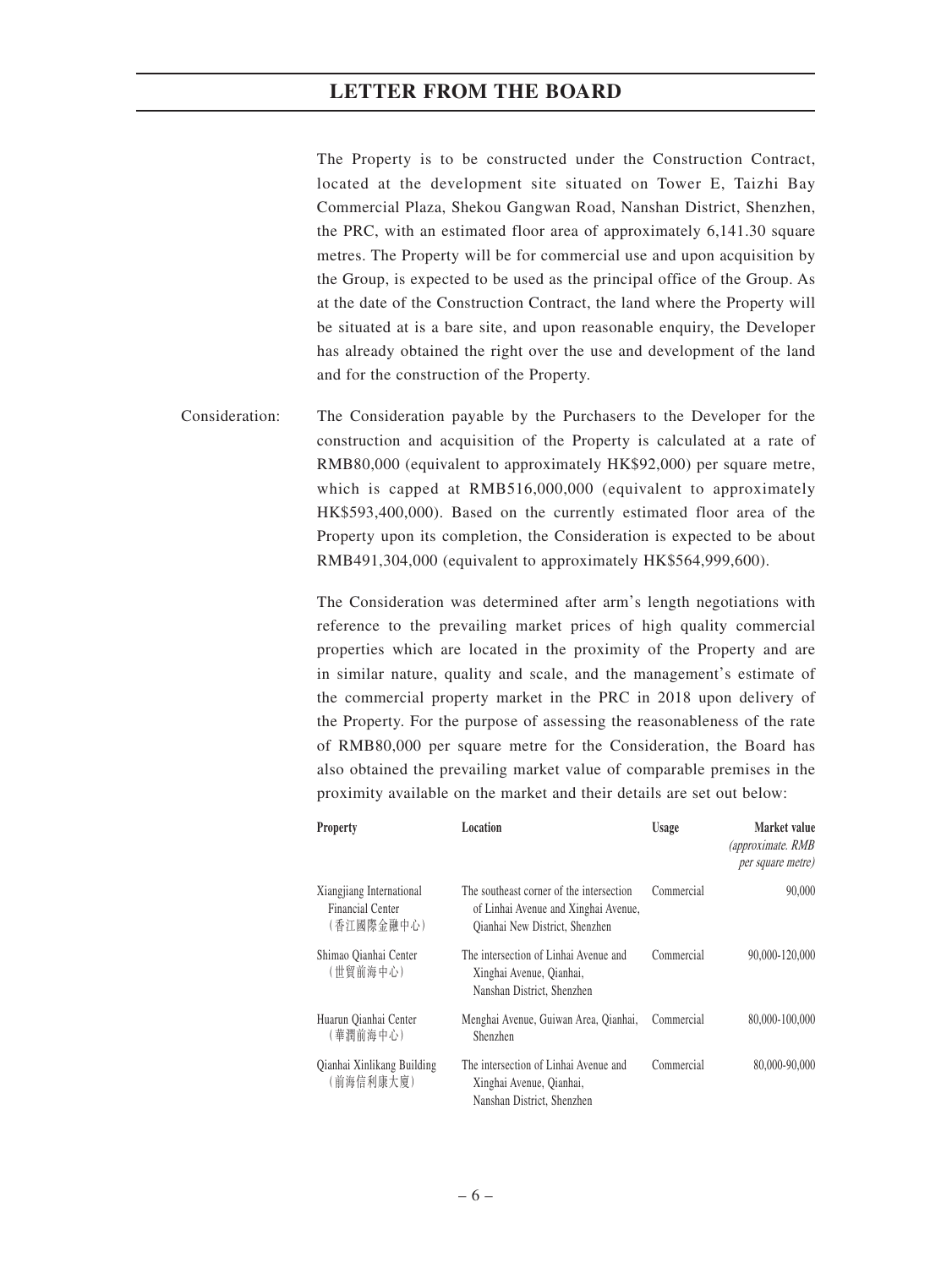The Property is to be constructed under the Construction Contract, located at the development site situated on Tower E, Taizhi Bay Commercial Plaza, Shekou Gangwan Road, Nanshan District, Shenzhen, the PRC, with an estimated floor area of approximately 6,141.30 square metres. The Property will be for commercial use and upon acquisition by the Group, is expected to be used as the principal office of the Group. As at the date of the Construction Contract, the land where the Property will be situated at is a bare site, and upon reasonable enquiry, the Developer has already obtained the right over the use and development of the land and for the construction of the Property.

Consideration: The Consideration payable by the Purchasers to the Developer for the construction and acquisition of the Property is calculated at a rate of RMB80,000 (equivalent to approximately HK$92,000) per square metre, which is capped at RMB516,000,000 (equivalent to approximately HK$593,400,000). Based on the currently estimated floor area of the Property upon its completion, the Consideration is expected to be about RMB491,304,000 (equivalent to approximately HK$564,999,600).

The Consideration was determined after arm's length negotiations with reference to the prevailing market prices of high quality commercial properties which are located in the proximity of the Property and are in similar nature, quality and scale, and the management's estimate of the commercial property market in the PRC in 2018 upon delivery of the Property. For the purpose of assessing the reasonableness of the rate of RMB80,000 per square metre for the Consideration, the Board has also obtained the prevailing market value of comparable premises in the proximity available on the market and their details are set out below:

| **Property** | **Location** | **Usage** | **Market value** *(approximate. RMB per square metre)* |
|---|---|---|---|
| Xiangjiang International Financial Center (香江國際金融中心) | The southeast corner of the intersection of Linhai Avenue and Xinghai Avenue, Qianhai New District, Shenzhen | Commercial | 90,000 |
| Shimao Qianhai Center (世貿前海中心) | The intersection of Linhai Avenue and Xinghai Avenue, Qianhai, Nanshan District, Shenzhen | Commercial | 90,000-120,000 |
| Huarun Qianhai Center (華潤前海中心) | Menghai Avenue, Guiwan Area, Qianhai, Shenzhen | Commercial | 80,000-100,000 |
| Qianhai Xinlikang Building (前海信利康大廈) | The intersection of Linhai Avenue and Xinghai Avenue, Qianhai, Nanshan District, Shenzhen | Commercial | 80,000-90,000 |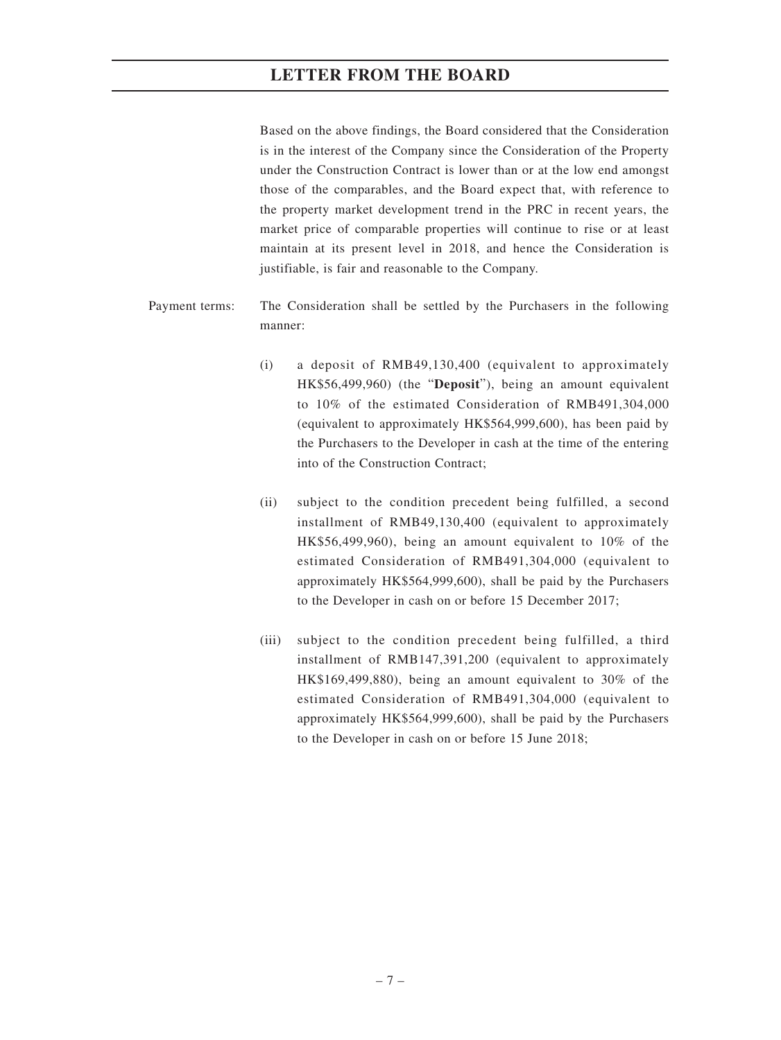Based on the above findings, the Board considered that the Consideration is in the interest of the Company since the Consideration of the Property under the Construction Contract is lower than or at the low end amongst those of the comparables, and the Board expect that, with reference to the property market development trend in the PRC in recent years, the market price of comparable properties will continue to rise or at least maintain at its present level in 2018, and hence the Consideration is justifiable, is fair and reasonable to the Company.

Payment terms: The Consideration shall be settled by the Purchasers in the following manner:

(i) a deposit of RMB49,130,400 (equivalent to approximately HK$56,499,960) (the "**Deposit**"), being an amount equivalent to 10% of the estimated Consideration of RMB491,304,000 (equivalent to approximately HK$564,999,600), has been paid by the Purchasers to the Developer in cash at the time of the entering into of the Construction Contract;

(ii) subject to the condition precedent being fulfilled, a second installment of RMB49,130,400 (equivalent to approximately HK$56,499,960), being an amount equivalent to 10% of the estimated Consideration of RMB491,304,000 (equivalent to approximately HK$564,999,600), shall be paid by the Purchasers to the Developer in cash on or before 15 December 2017;

(iii) subject to the condition precedent being fulfilled, a third installment of RMB147,391,200 (equivalent to approximately HK$169,499,880), being an amount equivalent to 30% of the estimated Consideration of RMB491,304,000 (equivalent to approximately HK$564,999,600), shall be paid by the Purchasers to the Developer in cash on or before 15 June 2018;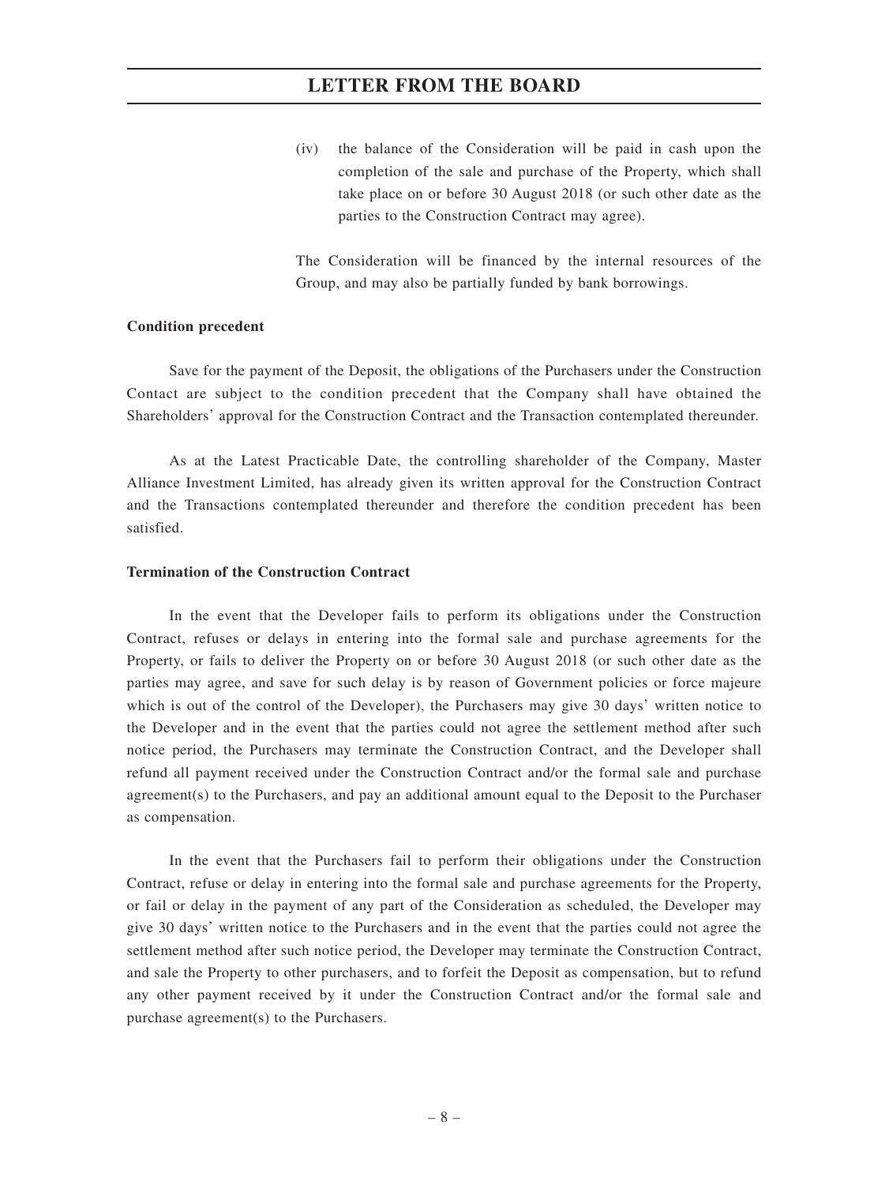(iv) the balance of the Consideration will be paid in cash upon the completion of the sale and purchase of the Property, which shall take place on or before 30 August 2018 (or such other date as the parties to the Construction Contract may agree).

The Consideration will be financed by the internal resources of the Group, and may also be partially funded by bank borrowings.

**Condition precedent**

Save for the payment of the Deposit, the obligations of the Purchasers under the Construction Contact are subject to the condition precedent that the Company shall have obtained the Shareholders' approval for the Construction Contract and the Transaction contemplated thereunder.

As at the Latest Practicable Date, the controlling shareholder of the Company, Master Alliance Investment Limited, has already given its written approval for the Construction Contract and the Transactions contemplated thereunder and therefore the condition precedent has been satisfied.

**Termination of the Construction Contract**

In the event that the Developer fails to perform its obligations under the Construction Contract, refuses or delays in entering into the formal sale and purchase agreements for the Property, or fails to deliver the Property on or before 30 August 2018 (or such other date as the parties may agree, and save for such delay is by reason of Government policies or force majeure which is out of the control of the Developer), the Purchasers may give 30 days' written notice to the Developer and in the event that the parties could not agree the settlement method after such notice period, the Purchasers may terminate the Construction Contract, and the Developer shall refund all payment received under the Construction Contract and/or the formal sale and purchase agreement(s) to the Purchasers, and pay an additional amount equal to the Deposit to the Purchaser as compensation.

In the event that the Purchasers fail to perform their obligations under the Construction Contract, refuse or delay in entering into the formal sale and purchase agreements for the Property, or fail or delay in the payment of any part of the Consideration as scheduled, the Developer may give 30 days' written notice to the Purchasers and in the event that the parties could not agree the settlement method after such notice period, the Developer may terminate the Construction Contract, and sale the Property to other purchasers, and to forfeit the Deposit as compensation, but to refund any other payment received by it under the Construction Contract and/or the formal sale and purchase agreement(s) to the Purchasers.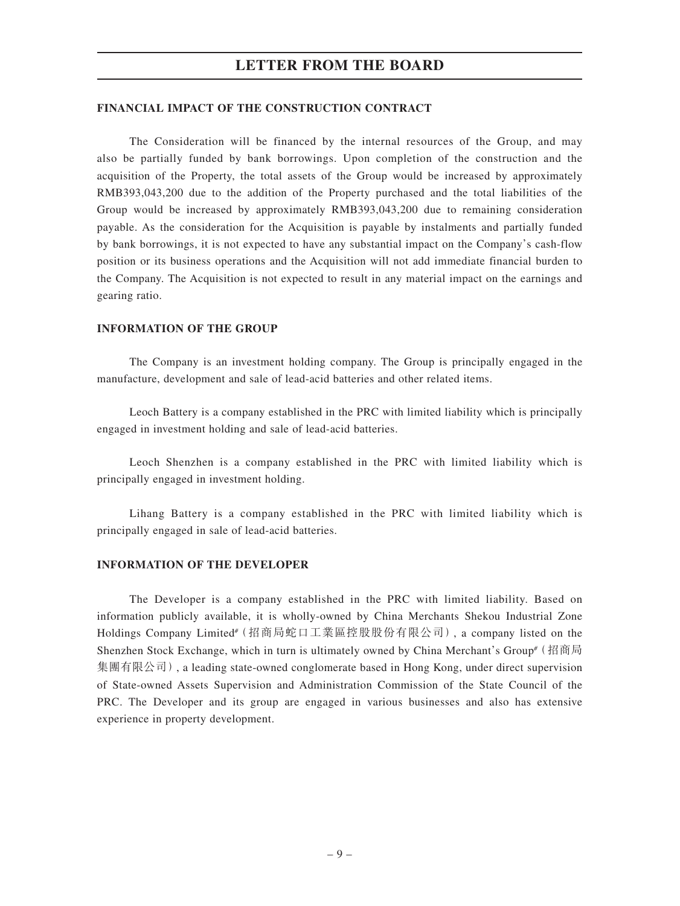## FINANCIAL IMPACT OF THE CONSTRUCTION CONTRACT

The Consideration will be financed by the internal resources of the Group, and may also be partially funded by bank borrowings. Upon completion of the construction and the acquisition of the Property, the total assets of the Group would be increased by approximately RMB393,043,200 due to the addition of the Property purchased and the total liabilities of the Group would be increased by approximately RMB393,043,200 due to remaining consideration payable. As the consideration for the Acquisition is payable by instalments and partially funded by bank borrowings, it is not expected to have any substantial impact on the Company's cash-flow position or its business operations and the Acquisition will not add immediate financial burden to the Company. The Acquisition is not expected to result in any material impact on the earnings and gearing ratio.

## INFORMATION OF THE GROUP

The Company is an investment holding company. The Group is principally engaged in the manufacture, development and sale of lead-acid batteries and other related items.

Leoch Battery is a company established in the PRC with limited liability which is principally engaged in investment holding and sale of lead-acid batteries.

Leoch Shenzhen is a company established in the PRC with limited liability which is principally engaged in investment holding.

Lihang Battery is a company established in the PRC with limited liability which is principally engaged in sale of lead-acid batteries.

## INFORMATION OF THE DEVELOPER

The Developer is a company established in the PRC with limited liability. Based on information publicly available, it is wholly-owned by China Merchants Shekou Industrial Zone Holdings Company Limited# (招商局蛇口工業區控股股份有限公司), a company listed on the Shenzhen Stock Exchange, which in turn is ultimately owned by China Merchant's Group# (招商局集團有限公司), a leading state-owned conglomerate based in Hong Kong, under direct supervision of State-owned Assets Supervision and Administration Commission of the State Council of the PRC. The Developer and its group are engaged in various businesses and also has extensive experience in property development.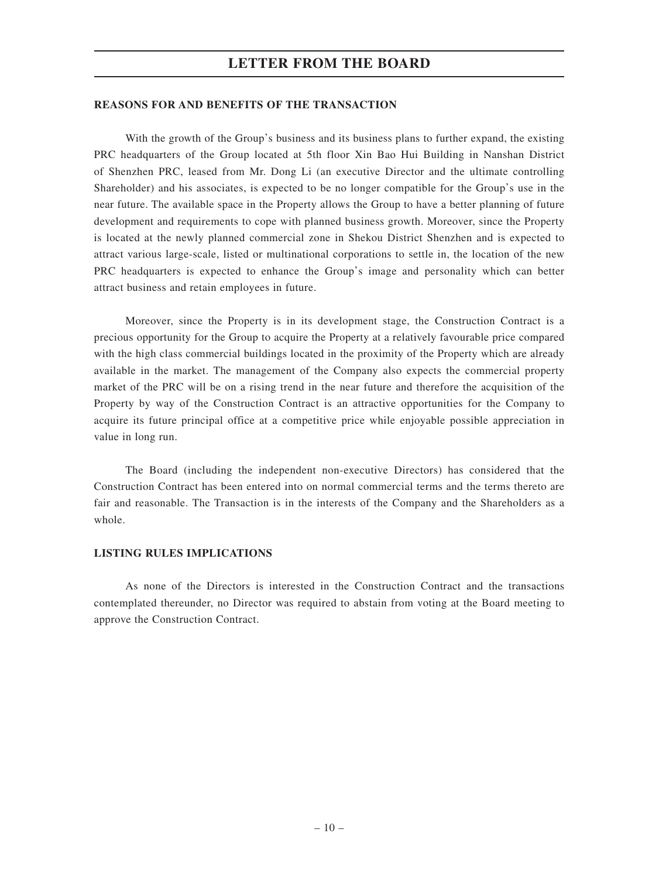## REASONS FOR AND BENEFITS OF THE TRANSACTION

With the growth of the Group's business and its business plans to further expand, the existing PRC headquarters of the Group located at 5th floor Xin Bao Hui Building in Nanshan District of Shenzhen PRC, leased from Mr. Dong Li (an executive Director and the ultimate controlling Shareholder) and his associates, is expected to be no longer compatible for the Group's use in the near future. The available space in the Property allows the Group to have a better planning of future development and requirements to cope with planned business growth. Moreover, since the Property is located at the newly planned commercial zone in Shekou District Shenzhen and is expected to attract various large-scale, listed or multinational corporations to settle in, the location of the new PRC headquarters is expected to enhance the Group's image and personality which can better attract business and retain employees in future.

Moreover, since the Property is in its development stage, the Construction Contract is a precious opportunity for the Group to acquire the Property at a relatively favourable price compared with the high class commercial buildings located in the proximity of the Property which are already available in the market. The management of the Company also expects the commercial property market of the PRC will be on a rising trend in the near future and therefore the acquisition of the Property by way of the Construction Contract is an attractive opportunities for the Company to acquire its future principal office at a competitive price while enjoyable possible appreciation in value in long run.

The Board (including the independent non-executive Directors) has considered that the Construction Contract has been entered into on normal commercial terms and the terms thereto are fair and reasonable. The Transaction is in the interests of the Company and the Shareholders as a whole.

## LISTING RULES IMPLICATIONS

As none of the Directors is interested in the Construction Contract and the transactions contemplated thereunder, no Director was required to abstain from voting at the Board meeting to approve the Construction Contract.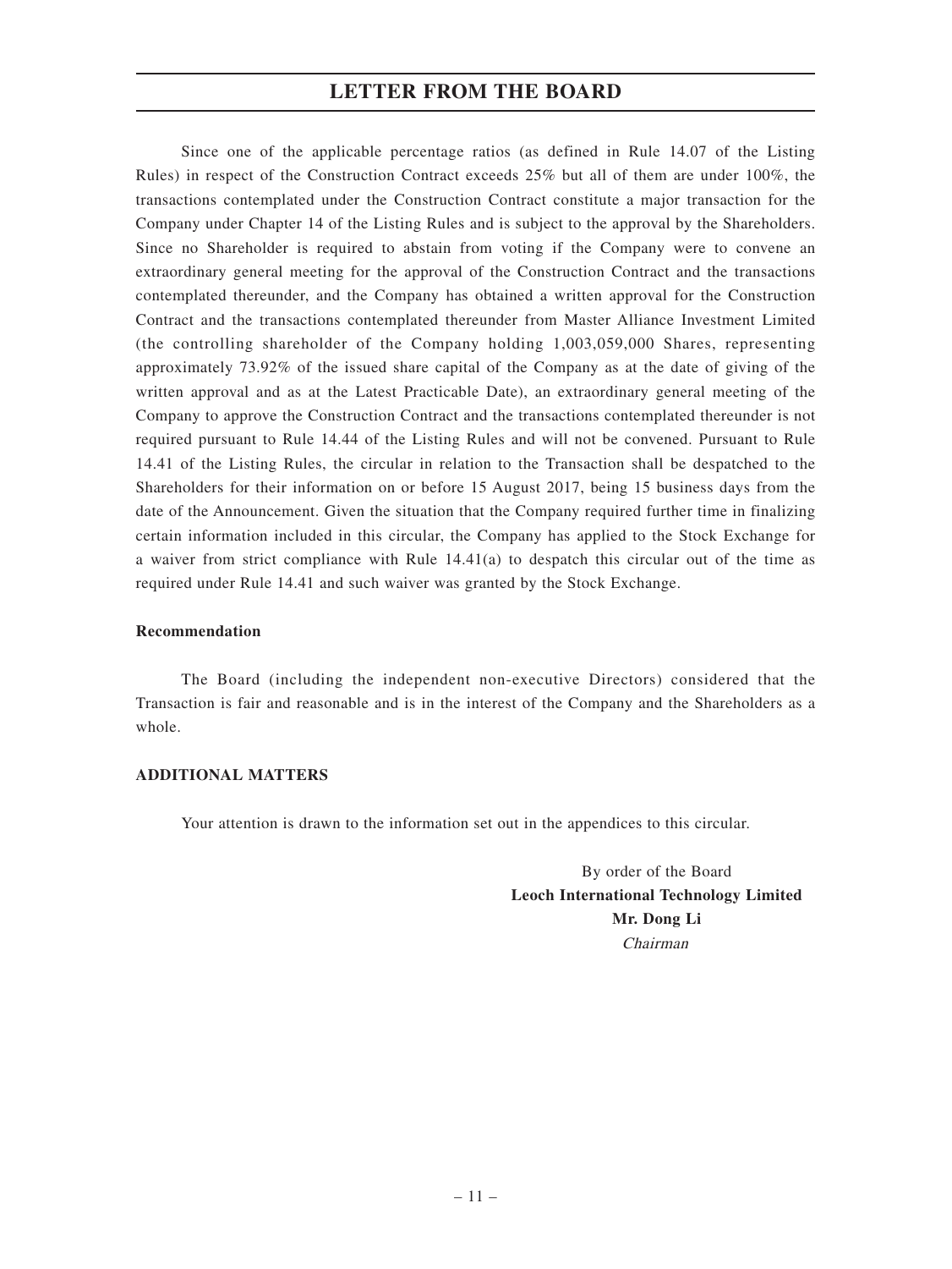## LETTER FROM THE BOARD

Since one of the applicable percentage ratios (as defined in Rule 14.07 of the Listing Rules) in respect of the Construction Contract exceeds 25% but all of them are under 100%, the transactions contemplated under the Construction Contract constitute a major transaction for the Company under Chapter 14 of the Listing Rules and is subject to the approval by the Shareholders. Since no Shareholder is required to abstain from voting if the Company were to convene an extraordinary general meeting for the approval of the Construction Contract and the transactions contemplated thereunder, and the Company has obtained a written approval for the Construction Contract and the transactions contemplated thereunder from Master Alliance Investment Limited (the controlling shareholder of the Company holding 1,003,059,000 Shares, representing approximately 73.92% of the issued share capital of the Company as at the date of giving of the written approval and as at the Latest Practicable Date), an extraordinary general meeting of the Company to approve the Construction Contract and the transactions contemplated thereunder is not required pursuant to Rule 14.44 of the Listing Rules and will not be convened. Pursuant to Rule 14.41 of the Listing Rules, the circular in relation to the Transaction shall be despatched to the Shareholders for their information on or before 15 August 2017, being 15 business days from the date of the Announcement. Given the situation that the Company required further time in finalizing certain information included in this circular, the Company has applied to the Stock Exchange for a waiver from strict compliance with Rule 14.41(a) to despatch this circular out of the time as required under Rule 14.41 and such waiver was granted by the Stock Exchange.

**Recommendation**

The Board (including the independent non-executive Directors) considered that the Transaction is fair and reasonable and is in the interest of the Company and the Shareholders as a whole.

**ADDITIONAL MATTERS**

Your attention is drawn to the information set out in the appendices to this circular.

By order of the Board
**Leoch International Technology Limited**
**Mr. Dong Li**
*Chairman*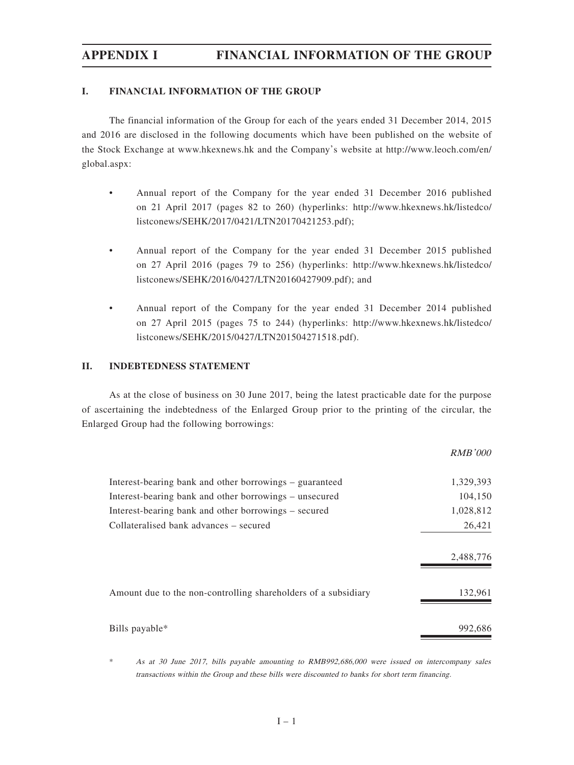# APPENDIX I FINANCIAL INFORMATION OF THE GROUP

## I. FINANCIAL INFORMATION OF THE GROUP

The financial information of the Group for each of the years ended 31 December 2014, 2015 and 2016 are disclosed in the following documents which have been published on the website of the Stock Exchange at www.hkexnews.hk and the Company's website at http://www.leoch.com/en/global.aspx:

- Annual report of the Company for the year ended 31 December 2016 published on 21 April 2017 (pages 82 to 260) (hyperlinks: http://www.hkexnews.hk/listedco/listconews/SEHK/2017/0421/LTN20170421253.pdf);
- Annual report of the Company for the year ended 31 December 2015 published on 27 April 2016 (pages 79 to 256) (hyperlinks: http://www.hkexnews.hk/listedco/listconews/SEHK/2016/0427/LTN20160427909.pdf); and
- Annual report of the Company for the year ended 31 December 2014 published on 27 April 2015 (pages 75 to 244) (hyperlinks: http://www.hkexnews.hk/listedco/listconews/SEHK/2015/0427/LTN201504271518.pdf).

## II. INDEBTEDNESS STATEMENT

As at the close of business on 30 June 2017, being the latest practicable date for the purpose of ascertaining the indebtedness of the Enlarged Group prior to the printing of the circular, the Enlarged Group had the following borrowings:

| | *RMB'000* |
|---|---|
| Interest-bearing bank and other borrowings – guaranteed | 1,329,393 |
| Interest-bearing bank and other borrowings – unsecured | 104,150 |
| Interest-bearing bank and other borrowings – secured | 1,028,812 |
| Collateralised bank advances – secured | 26,421 |
| | 2,488,776 |
| Amount due to the non-controlling shareholders of a subsidiary | 132,961 |
| Bills payable* | 992,686 |

\* *As at 30 June 2017, bills payable amounting to RMB992,686,000 were issued on intercompany sales transactions within the Group and these bills were discounted to banks for short term financing.*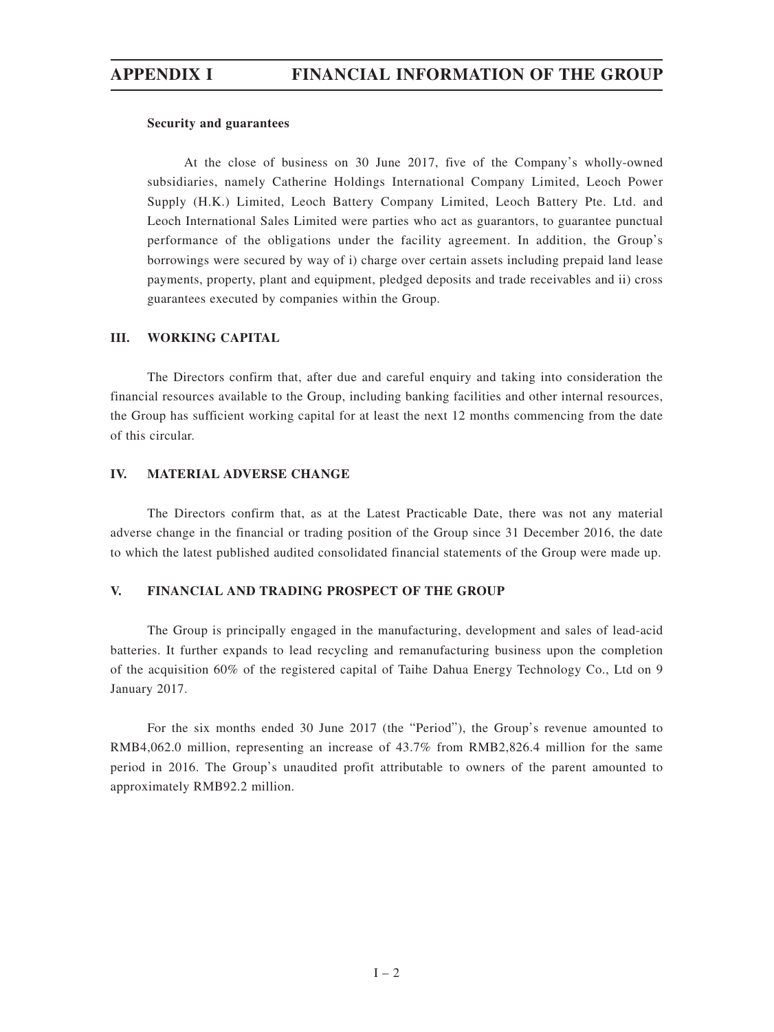**Security and guarantees**

At the close of business on 30 June 2017, five of the Company's wholly-owned subsidiaries, namely Catherine Holdings International Company Limited, Leoch Power Supply (H.K.) Limited, Leoch Battery Company Limited, Leoch Battery Pte. Ltd. and Leoch International Sales Limited were parties who act as guarantors, to guarantee punctual performance of the obligations under the facility agreement. In addition, the Group's borrowings were secured by way of i) charge over certain assets including prepaid land lease payments, property, plant and equipment, pledged deposits and trade receivables and ii) cross guarantees executed by companies within the Group.

## III. WORKING CAPITAL

The Directors confirm that, after due and careful enquiry and taking into consideration the financial resources available to the Group, including banking facilities and other internal resources, the Group has sufficient working capital for at least the next 12 months commencing from the date of this circular.

## IV. MATERIAL ADVERSE CHANGE

The Directors confirm that, as at the Latest Practicable Date, there was not any material adverse change in the financial or trading position of the Group since 31 December 2016, the date to which the latest published audited consolidated financial statements of the Group were made up.

## V. FINANCIAL AND TRADING PROSPECT OF THE GROUP

The Group is principally engaged in the manufacturing, development and sales of lead-acid batteries. It further expands to lead recycling and remanufacturing business upon the completion of the acquisition 60% of the registered capital of Taihe Dahua Energy Technology Co., Ltd on 9 January 2017.

For the six months ended 30 June 2017 (the "Period"), the Group's revenue amounted to RMB4,062.0 million, representing an increase of 43.7% from RMB2,826.4 million for the same period in 2016. The Group's unaudited profit attributable to owners of the parent amounted to approximately RMB92.2 million.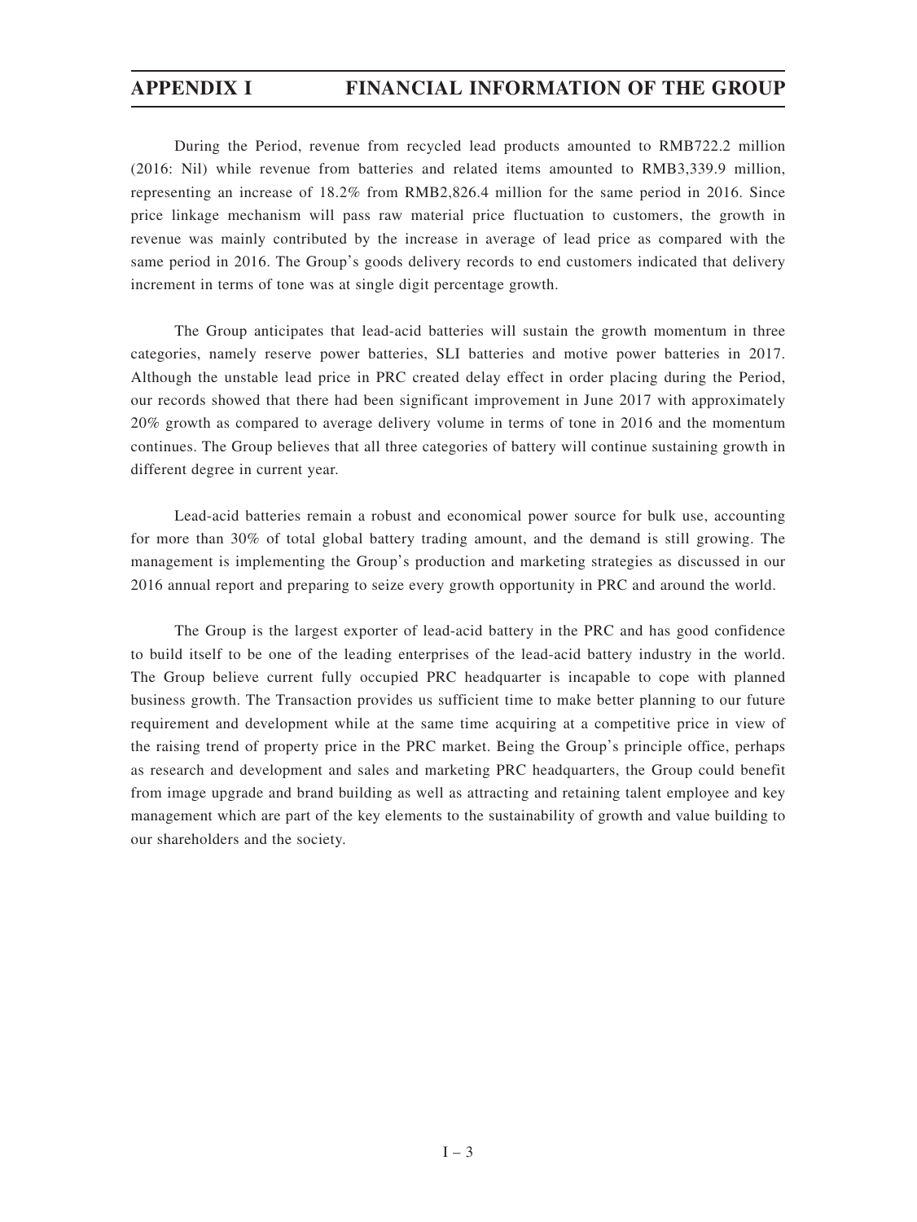During the Period, revenue from recycled lead products amounted to RMB722.2 million (2016: Nil) while revenue from batteries and related items amounted to RMB3,339.9 million, representing an increase of 18.2% from RMB2,826.4 million for the same period in 2016. Since price linkage mechanism will pass raw material price fluctuation to customers, the growth in revenue was mainly contributed by the increase in average of lead price as compared with the same period in 2016. The Group's goods delivery records to end customers indicated that delivery increment in terms of tone was at single digit percentage growth.

The Group anticipates that lead-acid batteries will sustain the growth momentum in three categories, namely reserve power batteries, SLI batteries and motive power batteries in 2017. Although the unstable lead price in PRC created delay effect in order placing during the Period, our records showed that there had been significant improvement in June 2017 with approximately 20% growth as compared to average delivery volume in terms of tone in 2016 and the momentum continues. The Group believes that all three categories of battery will continue sustaining growth in different degree in current year.

Lead-acid batteries remain a robust and economical power source for bulk use, accounting for more than 30% of total global battery trading amount, and the demand is still growing. The management is implementing the Group's production and marketing strategies as discussed in our 2016 annual report and preparing to seize every growth opportunity in PRC and around the world.

The Group is the largest exporter of lead-acid battery in the PRC and has good confidence to build itself to be one of the leading enterprises of the lead-acid battery industry in the world. The Group believe current fully occupied PRC headquarter is incapable to cope with planned business growth. The Transaction provides us sufficient time to make better planning to our future requirement and development while at the same time acquiring at a competitive price in view of the raising trend of property price in the PRC market. Being the Group's principle office, perhaps as research and development and sales and marketing PRC headquarters, the Group could benefit from image upgrade and brand building as well as attracting and retaining talent employee and key management which are part of the key elements to the sustainability of growth and value building to our shareholders and the society.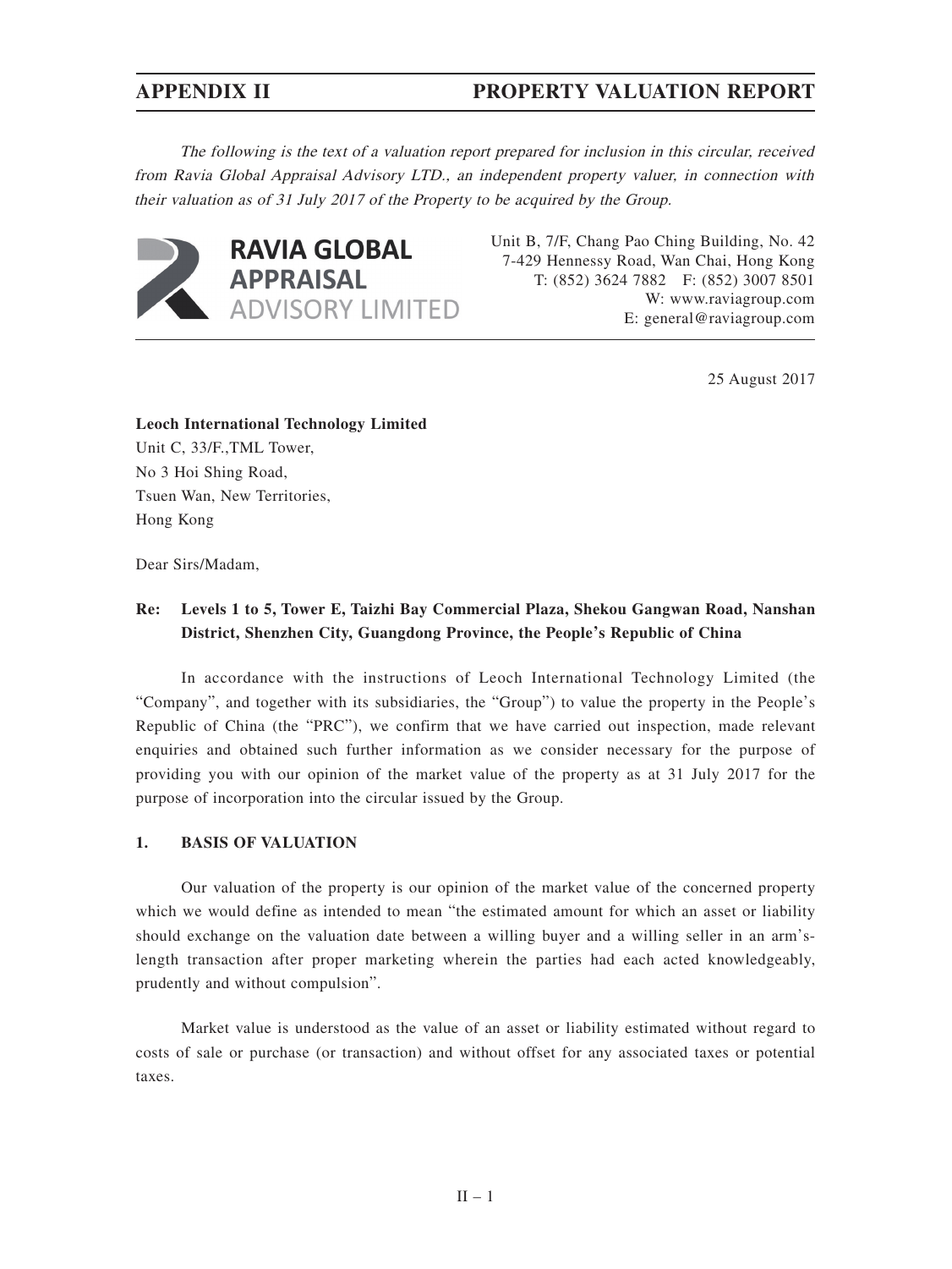## APPENDIX II PROPERTY VALUATION REPORT

*The following is the text of a valuation report prepared for inclusion in this circular, received from Ravia Global Appraisal Advisory LTD., an independent property valuer, in connection with their valuation as of 31 July 2017 of the Property to be acquired by the Group.*

**RAVIA GLOBAL APPRAISAL ADVISORY LIMITED**

Unit B, 7/F, Chang Pao Ching Building, No. 42
7-429 Hennessy Road, Wan Chai, Hong Kong
T: (852) 3624 7882 F: (852) 3007 8501
W: www.raviagroup.com
E: general@raviagroup.com

25 August 2017

**Leoch International Technology Limited**
Unit C, 33/F.,TML Tower,
No 3 Hoi Shing Road,
Tsuen Wan, New Territories,
Hong Kong

Dear Sirs/Madam,

**Re: Levels 1 to 5, Tower E, Taizhi Bay Commercial Plaza, Shekou Gangwan Road, Nanshan District, Shenzhen City, Guangdong Province, the People's Republic of China**

In accordance with the instructions of Leoch International Technology Limited (the "Company", and together with its subsidiaries, the "Group") to value the property in the People's Republic of China (the "PRC"), we confirm that we have carried out inspection, made relevant enquiries and obtained such further information as we consider necessary for the purpose of providing you with our opinion of the market value of the property as at 31 July 2017 for the purpose of incorporation into the circular issued by the Group.

### 1. BASIS OF VALUATION

Our valuation of the property is our opinion of the market value of the concerned property which we would define as intended to mean "the estimated amount for which an asset or liability should exchange on the valuation date between a willing buyer and a willing seller in an arm's-length transaction after proper marketing wherein the parties had each acted knowledgeably, prudently and without compulsion".

Market value is understood as the value of an asset or liability estimated without regard to costs of sale or purchase (or transaction) and without offset for any associated taxes or potential taxes.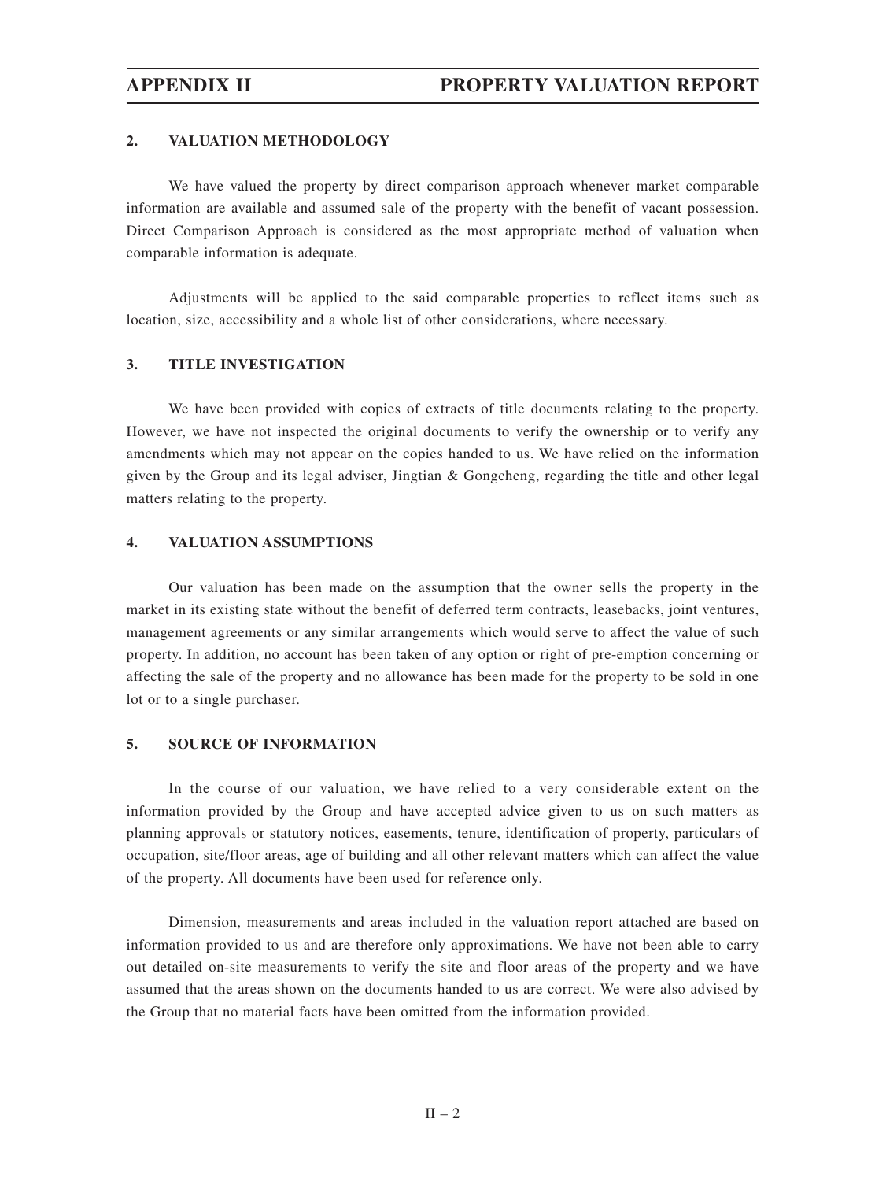## 2. VALUATION METHODOLOGY

We have valued the property by direct comparison approach whenever market comparable information are available and assumed sale of the property with the benefit of vacant possession. Direct Comparison Approach is considered as the most appropriate method of valuation when comparable information is adequate.

Adjustments will be applied to the said comparable properties to reflect items such as location, size, accessibility and a whole list of other considerations, where necessary.

## 3. TITLE INVESTIGATION

We have been provided with copies of extracts of title documents relating to the property. However, we have not inspected the original documents to verify the ownership or to verify any amendments which may not appear on the copies handed to us. We have relied on the information given by the Group and its legal adviser, Jingtian & Gongcheng, regarding the title and other legal matters relating to the property.

## 4. VALUATION ASSUMPTIONS

Our valuation has been made on the assumption that the owner sells the property in the market in its existing state without the benefit of deferred term contracts, leasebacks, joint ventures, management agreements or any similar arrangements which would serve to affect the value of such property. In addition, no account has been taken of any option or right of pre-emption concerning or affecting the sale of the property and no allowance has been made for the property to be sold in one lot or to a single purchaser.

## 5. SOURCE OF INFORMATION

In the course of our valuation, we have relied to a very considerable extent on the information provided by the Group and have accepted advice given to us on such matters as planning approvals or statutory notices, easements, tenure, identification of property, particulars of occupation, site/floor areas, age of building and all other relevant matters which can affect the value of the property. All documents have been used for reference only.

Dimension, measurements and areas included in the valuation report attached are based on information provided to us and are therefore only approximations. We have not been able to carry out detailed on-site measurements to verify the site and floor areas of the property and we have assumed that the areas shown on the documents handed to us are correct. We were also advised by the Group that no material facts have been omitted from the information provided.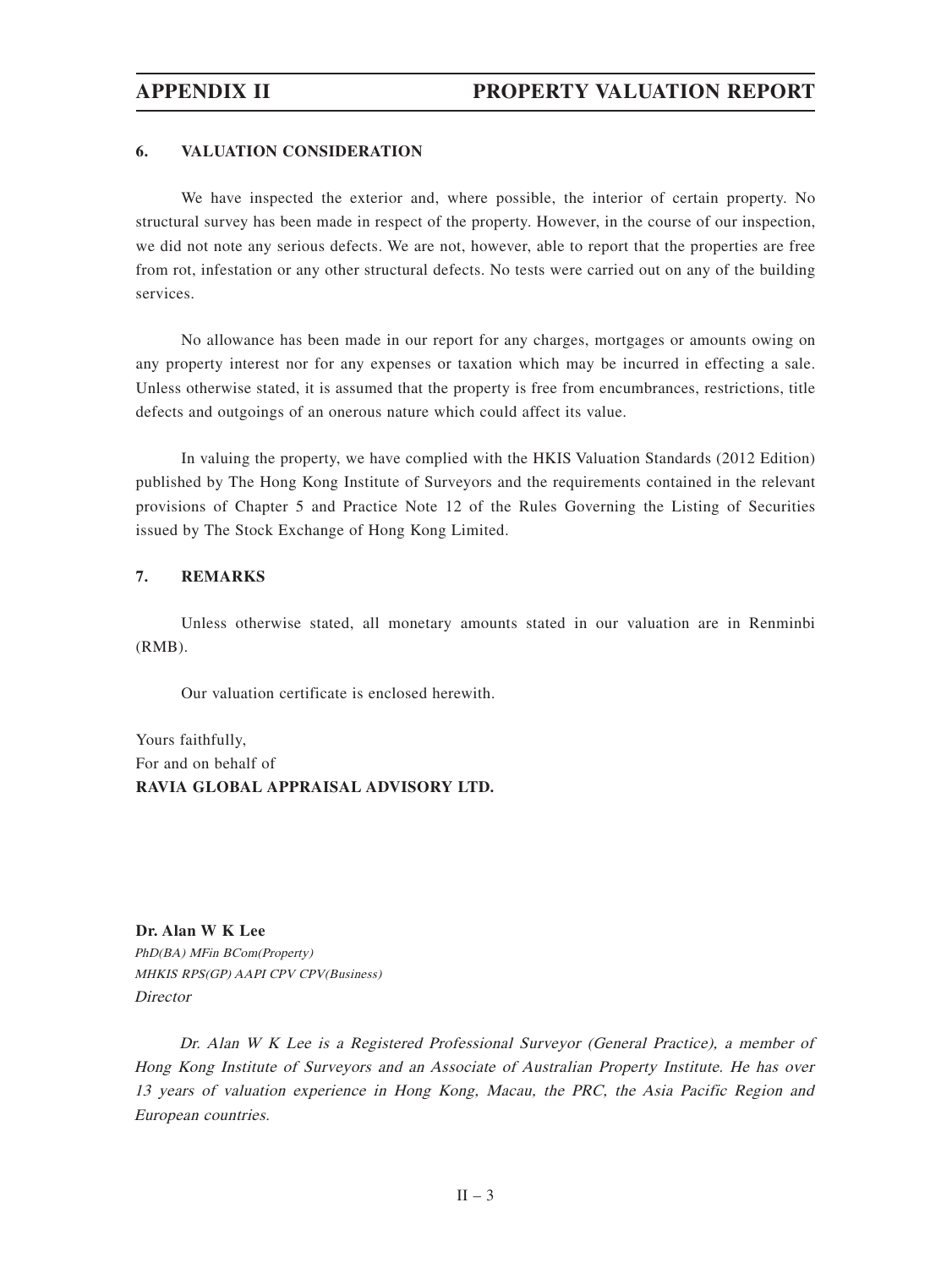## 6. VALUATION CONSIDERATION

We have inspected the exterior and, where possible, the interior of certain property. No structural survey has been made in respect of the property. However, in the course of our inspection, we did not note any serious defects. We are not, however, able to report that the properties are free from rot, infestation or any other structural defects. No tests were carried out on any of the building services.

No allowance has been made in our report for any charges, mortgages or amounts owing on any property interest nor for any expenses or taxation which may be incurred in effecting a sale. Unless otherwise stated, it is assumed that the property is free from encumbrances, restrictions, title defects and outgoings of an onerous nature which could affect its value.

In valuing the property, we have complied with the HKIS Valuation Standards (2012 Edition) published by The Hong Kong Institute of Surveyors and the requirements contained in the relevant provisions of Chapter 5 and Practice Note 12 of the Rules Governing the Listing of Securities issued by The Stock Exchange of Hong Kong Limited.

## 7. REMARKS

Unless otherwise stated, all monetary amounts stated in our valuation are in Renminbi (RMB).

Our valuation certificate is enclosed herewith.

Yours faithfully,
For and on behalf of
**RAVIA GLOBAL APPRAISAL ADVISORY LTD.**

**Dr. Alan W K Lee**
*PhD(BA) MFin BCom(Property)*
*MHKIS RPS(GP) AAPI CPV CPV(Business)*
*Director*

*Dr. Alan W K Lee is a Registered Professional Surveyor (General Practice), a member of Hong Kong Institute of Surveyors and an Associate of Australian Property Institute. He has over 13 years of valuation experience in Hong Kong, Macau, the PRC, the Asia Pacific Region and European countries.*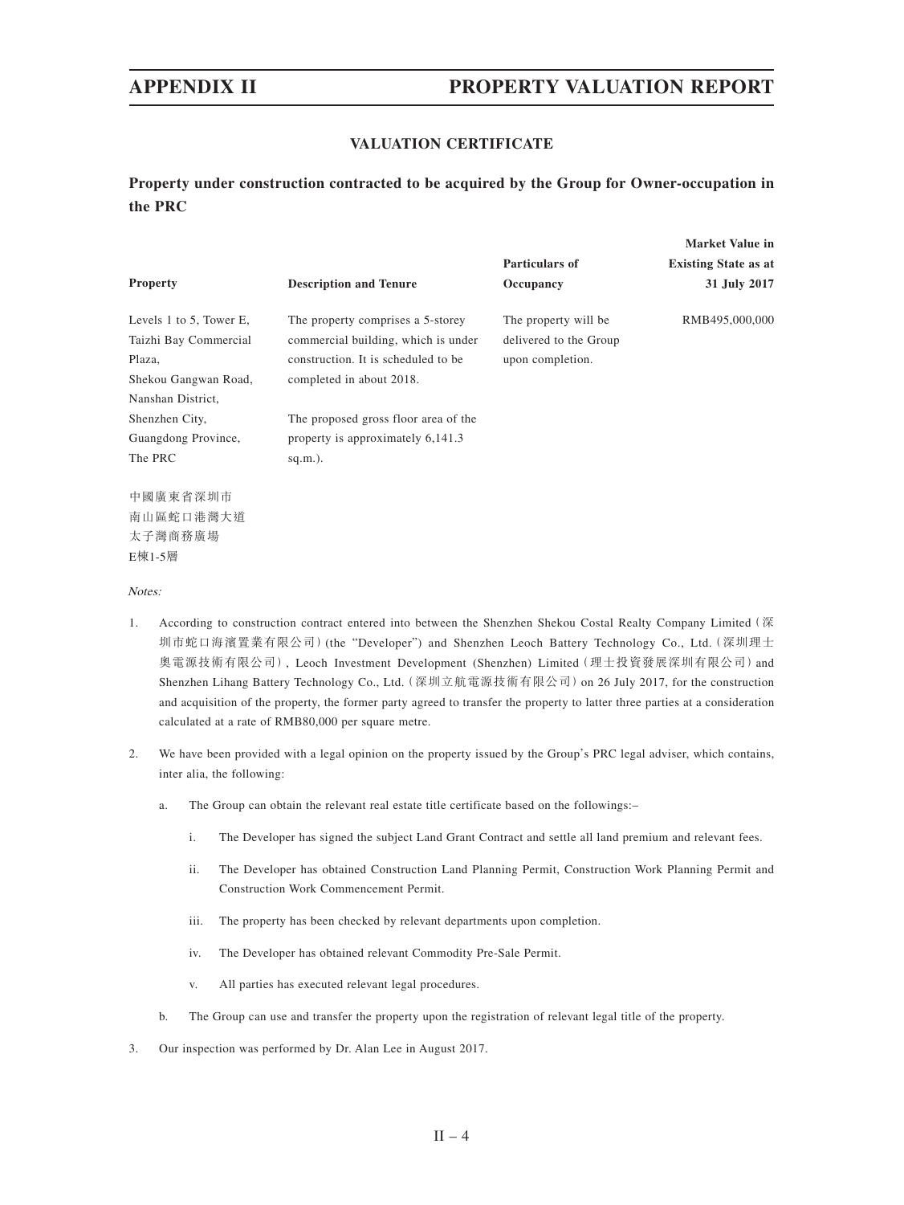## VALUATION CERTIFICATE

### Property under construction contracted to be acquired by the Group for Owner-occupation in the PRC

| Property | Description and Tenure | Particulars of Occupancy | Market Value in Existing State as at 31 July 2017 |
|---|---|---|---|
| Levels 1 to 5, Tower E, Taizhi Bay Commercial Plaza, Shekou Gangwan Road, Nanshan District, Shenzhen City, Guangdong Province, The PRC<br><br>中國廣東省深圳市南山區蛇口港灣大道太子灣商務廣場E棟1-5層 | The property comprises a 5-storey commercial building, which is under construction. It is scheduled to be completed in about 2018.<br><br>The proposed gross floor area of the property is approximately 6,141.3 sq.m.). | The property will be delivered to the Group upon completion. | RMB495,000,000 |

*Notes:*

1. According to construction contract entered into between the Shenzhen Shekou Costal Realty Company Limited (深圳市蛇口海濱置業有限公司) (the "Developer") and Shenzhen Leoch Battery Technology Co., Ltd. (深圳理士奧電源技術有限公司), Leoch Investment Development (Shenzhen) Limited (理士投資發展深圳有限公司) and Shenzhen Lihang Battery Technology Co., Ltd. (深圳立航電源技術有限公司) on 26 July 2017, for the construction and acquisition of the property, the former party agreed to transfer the property to latter three parties at a consideration calculated at a rate of RMB80,000 per square metre.

2. We have been provided with a legal opinion on the property issued by the Group's PRC legal adviser, which contains, inter alia, the following:

   a. The Group can obtain the relevant real estate title certificate based on the followings:–

      i. The Developer has signed the subject Land Grant Contract and settle all land premium and relevant fees.

      ii. The Developer has obtained Construction Land Planning Permit, Construction Work Planning Permit and Construction Work Commencement Permit.

      iii. The property has been checked by relevant departments upon completion.

      iv. The Developer has obtained relevant Commodity Pre-Sale Permit.

      v. All parties has executed relevant legal procedures.

   b. The Group can use and transfer the property upon the registration of relevant legal title of the property.

3. Our inspection was performed by Dr. Alan Lee in August 2017.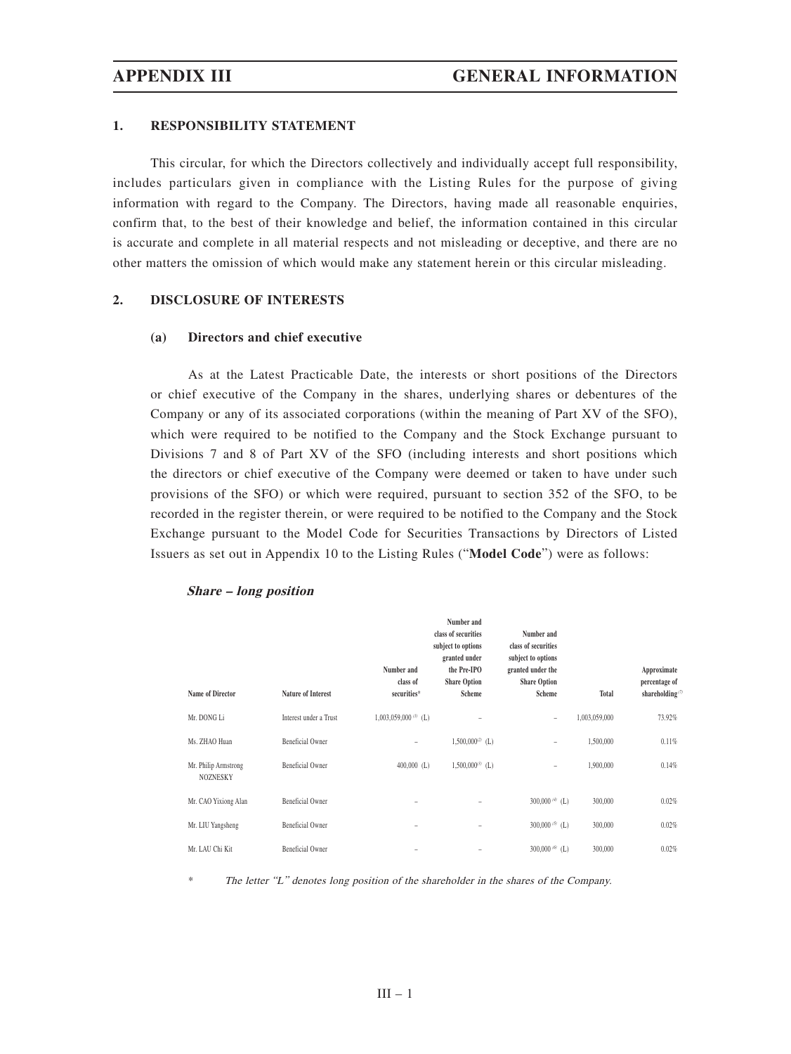## 1. RESPONSIBILITY STATEMENT

This circular, for which the Directors collectively and individually accept full responsibility, includes particulars given in compliance with the Listing Rules for the purpose of giving information with regard to the Company. The Directors, having made all reasonable enquiries, confirm that, to the best of their knowledge and belief, the information contained in this circular is accurate and complete in all material respects and not misleading or deceptive, and there are no other matters the omission of which would make any statement herein or this circular misleading.

## 2. DISCLOSURE OF INTERESTS

### (a) Directors and chief executive

As at the Latest Practicable Date, the interests or short positions of the Directors or chief executive of the Company in the shares, underlying shares or debentures of the Company or any of its associated corporations (within the meaning of Part XV of the SFO), which were required to be notified to the Company and the Stock Exchange pursuant to Divisions 7 and 8 of Part XV of the SFO (including interests and short positions which the directors or chief executive of the Company were deemed or taken to have under such provisions of the SFO) or which were required, pursuant to section 352 of the SFO, to be recorded in the register therein, or were required to be notified to the Company and the Stock Exchange pursuant to the Model Code for Securities Transactions by Directors of Listed Issuers as set out in Appendix 10 to the Listing Rules ("**Model Code**") were as follows:

***Share – long position***

| Name of Director | Nature of Interest | Number and class of securities* | Number and class of securities subject to options granted under the Pre-IPO Share Option Scheme | Number and class of securities subject to options granted under the Share Option Scheme | Total | Approximate percentage of shareholding[7] |
|---|---|---|---|---|---|---|
| Mr. DONG Li | Interest under a Trust | 1,003,059,000 [1] (L) | – | – | 1,003,059,000 | 73.92% |
| Ms. ZHAO Huan | Beneficial Owner | – | 1,500,000[2] (L) | – | 1,500,000 | 0.11% |
| Mr. Philip Armstrong NOZNESKY | Beneficial Owner | 400,000 (L) | 1,500,000[3] (L) | – | 1,900,000 | 0.14% |
| Mr. CAO Yixiong Alan | Beneficial Owner | – | – | 300,000 [4] (L) | 300,000 | 0.02% |
| Mr. LIU Yangsheng | Beneficial Owner | – | – | 300,000 [5] (L) | 300,000 | 0.02% |
| Mr. LAU Chi Kit | Beneficial Owner | – | – | 300,000 [6] (L) | 300,000 | 0.02% |

\* *The letter "L" denotes long position of the shareholder in the shares of the Company.*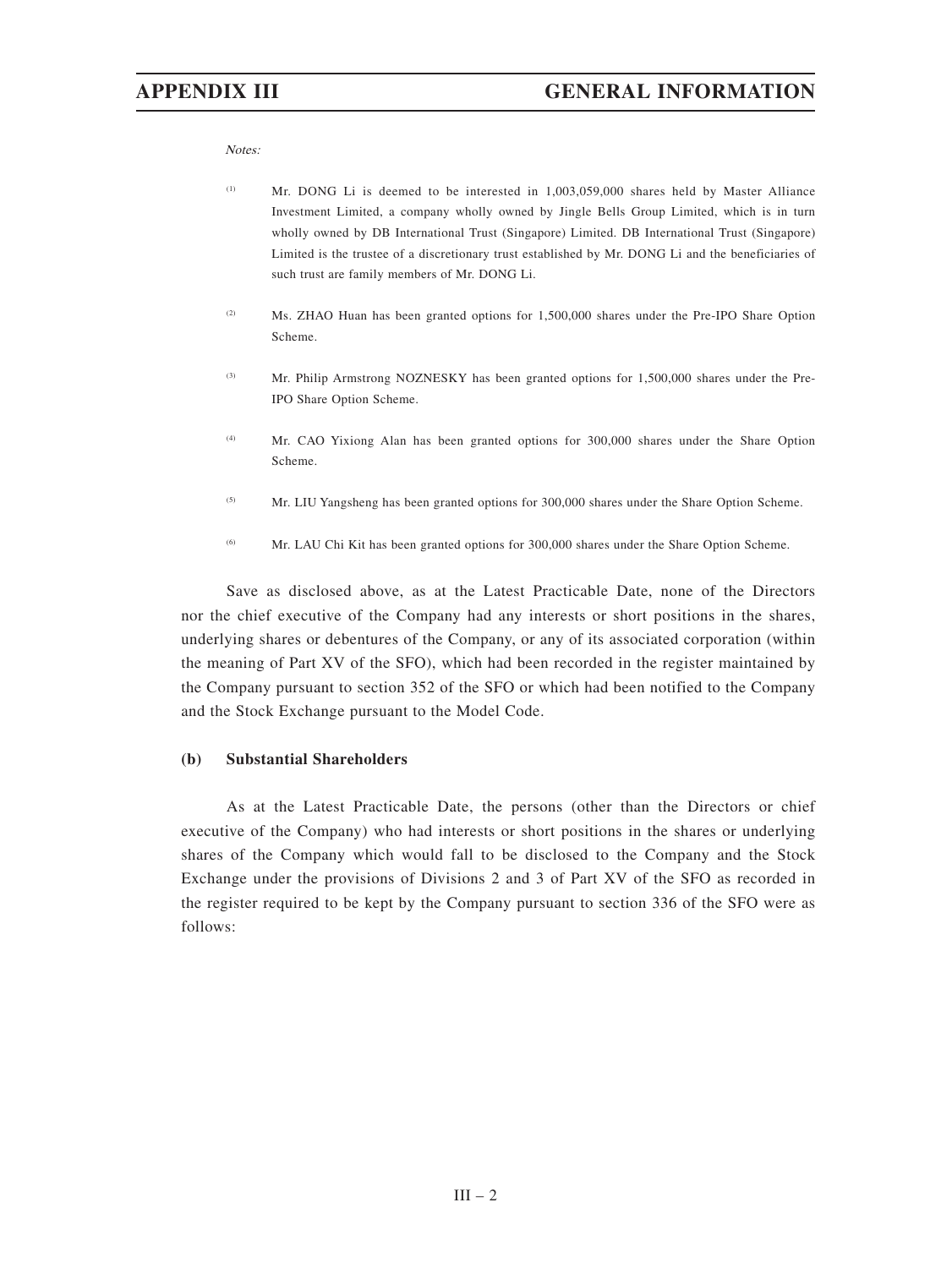*Notes:*

(1) Mr. DONG Li is deemed to be interested in 1,003,059,000 shares held by Master Alliance Investment Limited, a company wholly owned by Jingle Bells Group Limited, which is in turn wholly owned by DB International Trust (Singapore) Limited. DB International Trust (Singapore) Limited is the trustee of a discretionary trust established by Mr. DONG Li and the beneficiaries of such trust are family members of Mr. DONG Li.

(2) Ms. ZHAO Huan has been granted options for 1,500,000 shares under the Pre-IPO Share Option Scheme.

(3) Mr. Philip Armstrong NOZNESKY has been granted options for 1,500,000 shares under the Pre-IPO Share Option Scheme.

(4) Mr. CAO Yixiong Alan has been granted options for 300,000 shares under the Share Option Scheme.

(5) Mr. LIU Yangsheng has been granted options for 300,000 shares under the Share Option Scheme.

(6) Mr. LAU Chi Kit has been granted options for 300,000 shares under the Share Option Scheme.

Save as disclosed above, as at the Latest Practicable Date, none of the Directors nor the chief executive of the Company had any interests or short positions in the shares, underlying shares or debentures of the Company, or any of its associated corporation (within the meaning of Part XV of the SFO), which had been recorded in the register maintained by the Company pursuant to section 352 of the SFO or which had been notified to the Company and the Stock Exchange pursuant to the Model Code.

**(b) Substantial Shareholders**

As at the Latest Practicable Date, the persons (other than the Directors or chief executive of the Company) who had interests or short positions in the shares or underlying shares of the Company which would fall to be disclosed to the Company and the Stock Exchange under the provisions of Divisions 2 and 3 of Part XV of the SFO as recorded in the register required to be kept by the Company pursuant to section 336 of the SFO were as follows: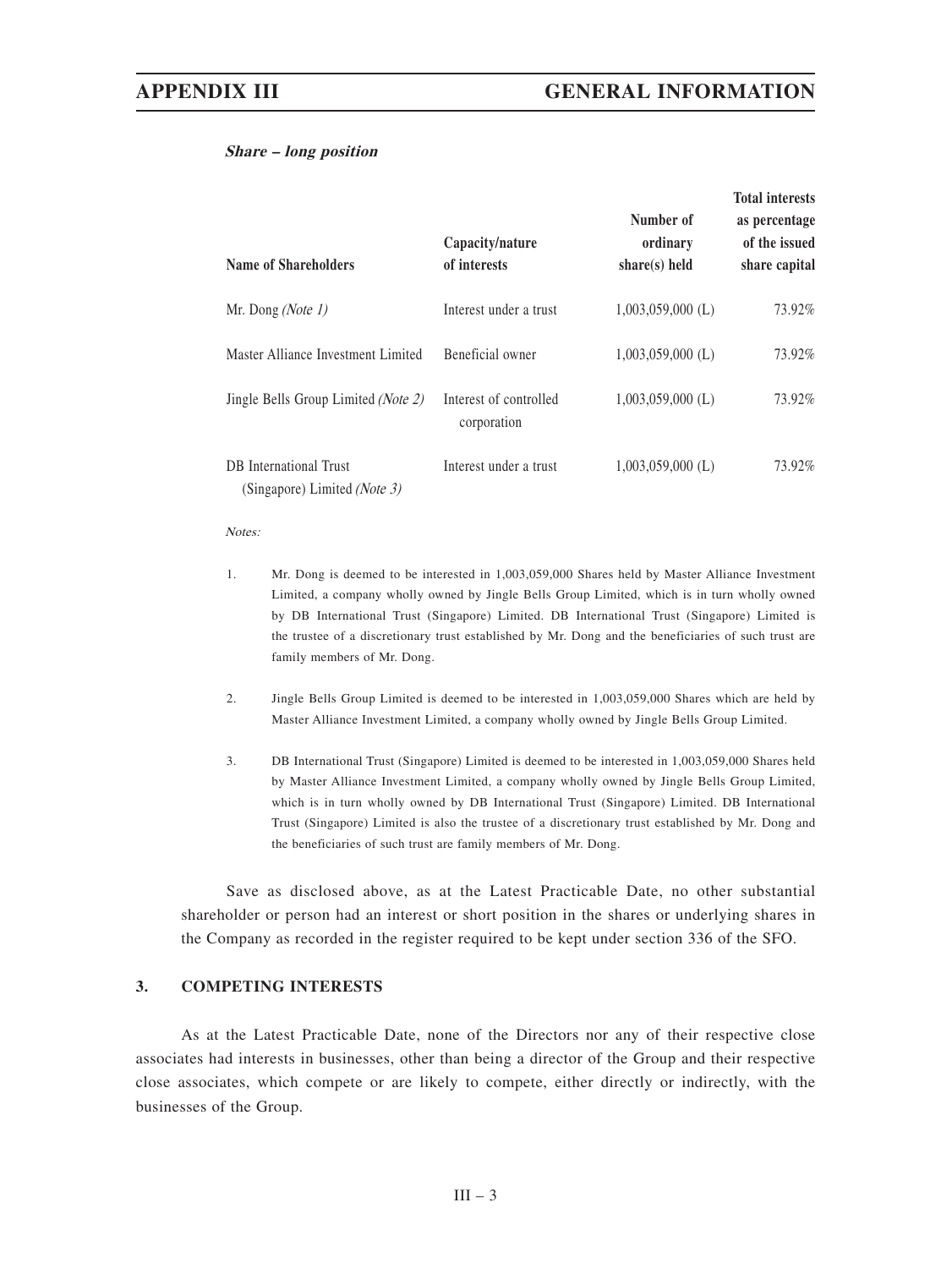***Share – long position***

| Name of Shareholders | Capacity/nature of interests | Number of ordinary share(s) held | Total interests as percentage of the issued share capital |
|---|---|---|---|
| Mr. Dong *(Note 1)* | Interest under a trust | 1,003,059,000 (L) | 73.92% |
| Master Alliance Investment Limited | Beneficial owner | 1,003,059,000 (L) | 73.92% |
| Jingle Bells Group Limited *(Note 2)* | Interest of controlled corporation | 1,003,059,000 (L) | 73.92% |
| DB International Trust (Singapore) Limited *(Note 3)* | Interest under a trust | 1,003,059,000 (L) | 73.92% |

*Notes:*

1. Mr. Dong is deemed to be interested in 1,003,059,000 Shares held by Master Alliance Investment Limited, a company wholly owned by Jingle Bells Group Limited, which is in turn wholly owned by DB International Trust (Singapore) Limited. DB International Trust (Singapore) Limited is the trustee of a discretionary trust established by Mr. Dong and the beneficiaries of such trust are family members of Mr. Dong.

2. Jingle Bells Group Limited is deemed to be interested in 1,003,059,000 Shares which are held by Master Alliance Investment Limited, a company wholly owned by Jingle Bells Group Limited.

3. DB International Trust (Singapore) Limited is deemed to be interested in 1,003,059,000 Shares held by Master Alliance Investment Limited, a company wholly owned by Jingle Bells Group Limited, which is in turn wholly owned by DB International Trust (Singapore) Limited. DB International Trust (Singapore) Limited is also the trustee of a discretionary trust established by Mr. Dong and the beneficiaries of such trust are family members of Mr. Dong.

Save as disclosed above, as at the Latest Practicable Date, no other substantial shareholder or person had an interest or short position in the shares or underlying shares in the Company as recorded in the register required to be kept under section 336 of the SFO.

## 3. COMPETING INTERESTS

As at the Latest Practicable Date, none of the Directors nor any of their respective close associates had interests in businesses, other than being a director of the Group and their respective close associates, which compete or are likely to compete, either directly or indirectly, with the businesses of the Group.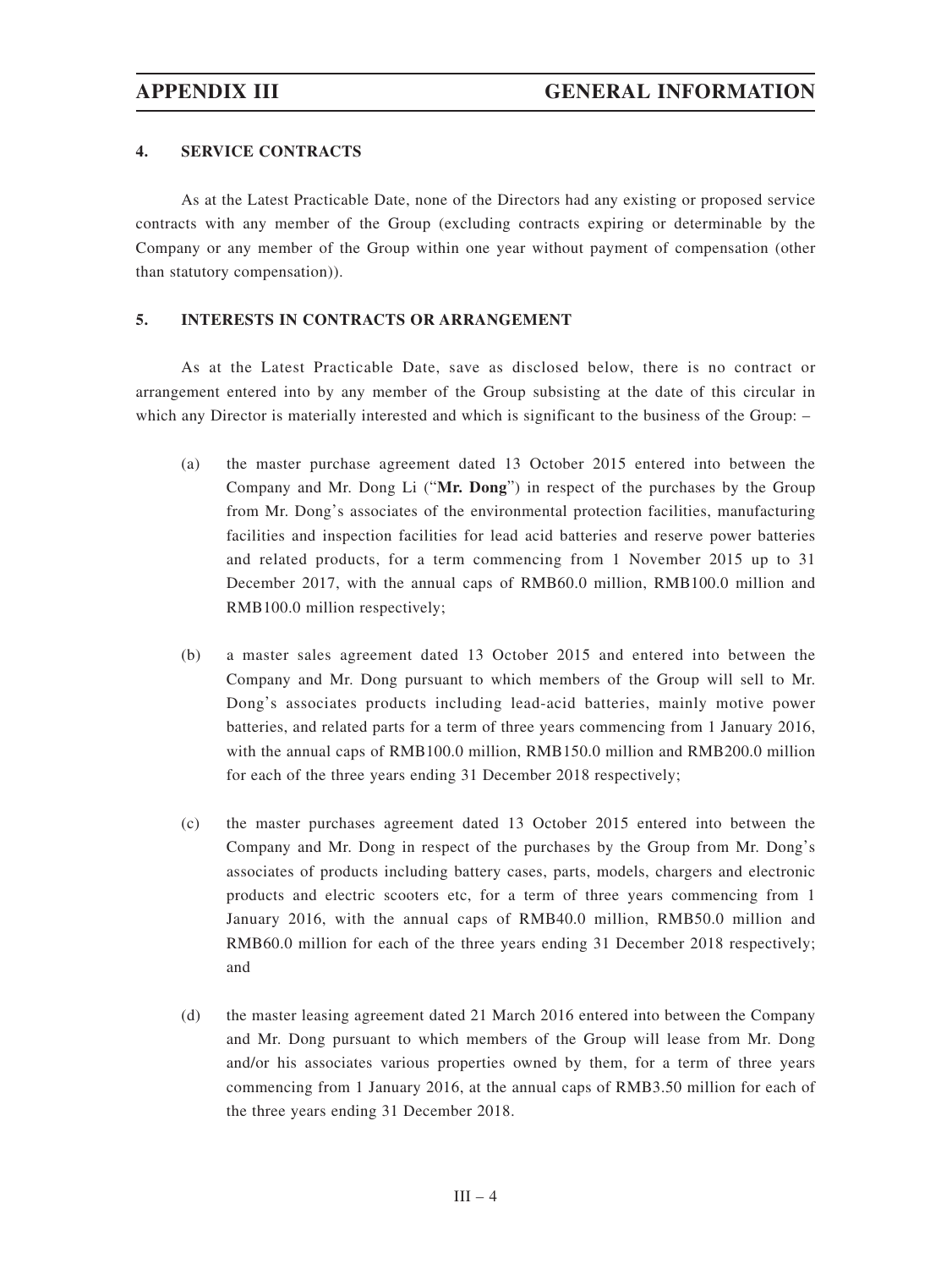## 4. SERVICE CONTRACTS

As at the Latest Practicable Date, none of the Directors had any existing or proposed service contracts with any member of the Group (excluding contracts expiring or determinable by the Company or any member of the Group within one year without payment of compensation (other than statutory compensation)).

## 5. INTERESTS IN CONTRACTS OR ARRANGEMENT

As at the Latest Practicable Date, save as disclosed below, there is no contract or arrangement entered into by any member of the Group subsisting at the date of this circular in which any Director is materially interested and which is significant to the business of the Group: –

(a) the master purchase agreement dated 13 October 2015 entered into between the Company and Mr. Dong Li ("**Mr. Dong**") in respect of the purchases by the Group from Mr. Dong's associates of the environmental protection facilities, manufacturing facilities and inspection facilities for lead acid batteries and reserve power batteries and related products, for a term commencing from 1 November 2015 up to 31 December 2017, with the annual caps of RMB60.0 million, RMB100.0 million and RMB100.0 million respectively;

(b) a master sales agreement dated 13 October 2015 and entered into between the Company and Mr. Dong pursuant to which members of the Group will sell to Mr. Dong's associates products including lead-acid batteries, mainly motive power batteries, and related parts for a term of three years commencing from 1 January 2016, with the annual caps of RMB100.0 million, RMB150.0 million and RMB200.0 million for each of the three years ending 31 December 2018 respectively;

(c) the master purchases agreement dated 13 October 2015 entered into between the Company and Mr. Dong in respect of the purchases by the Group from Mr. Dong's associates of products including battery cases, parts, models, chargers and electronic products and electric scooters etc, for a term of three years commencing from 1 January 2016, with the annual caps of RMB40.0 million, RMB50.0 million and RMB60.0 million for each of the three years ending 31 December 2018 respectively; and

(d) the master leasing agreement dated 21 March 2016 entered into between the Company and Mr. Dong pursuant to which members of the Group will lease from Mr. Dong and/or his associates various properties owned by them, for a term of three years commencing from 1 January 2016, at the annual caps of RMB3.50 million for each of the three years ending 31 December 2018.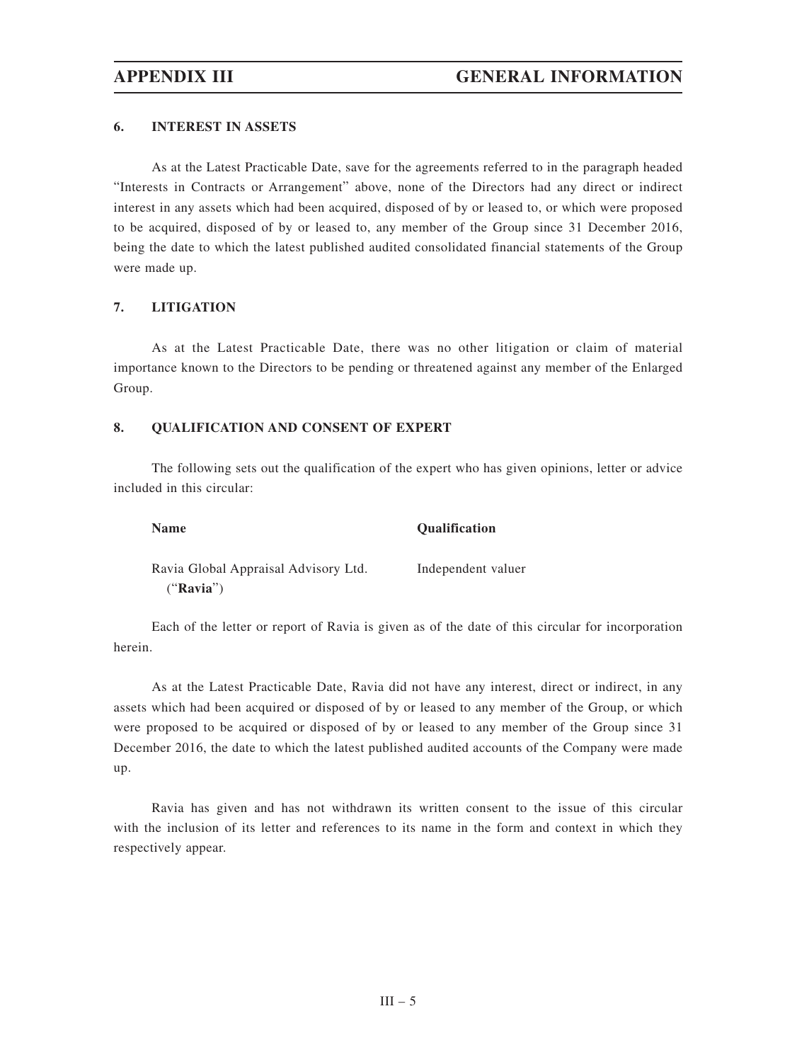## 6. INTEREST IN ASSETS

As at the Latest Practicable Date, save for the agreements referred to in the paragraph headed "Interests in Contracts or Arrangement" above, none of the Directors had any direct or indirect interest in any assets which had been acquired, disposed of by or leased to, or which were proposed to be acquired, disposed of by or leased to, any member of the Group since 31 December 2016, being the date to which the latest published audited consolidated financial statements of the Group were made up.

## 7. LITIGATION

As at the Latest Practicable Date, there was no other litigation or claim of material importance known to the Directors to be pending or threatened against any member of the Enlarged Group.

## 8. QUALIFICATION AND CONSENT OF EXPERT

The following sets out the qualification of the expert who has given opinions, letter or advice included in this circular:

| Name | Qualification |
|---|---|
| Ravia Global Appraisal Advisory Ltd. ("**Ravia**") | Independent valuer |

Each of the letter or report of Ravia is given as of the date of this circular for incorporation herein.

As at the Latest Practicable Date, Ravia did not have any interest, direct or indirect, in any assets which had been acquired or disposed of by or leased to any member of the Group, or which were proposed to be acquired or disposed of by or leased to any member of the Group since 31 December 2016, the date to which the latest published audited accounts of the Company were made up.

Ravia has given and has not withdrawn its written consent to the issue of this circular with the inclusion of its letter and references to its name in the form and context in which they respectively appear.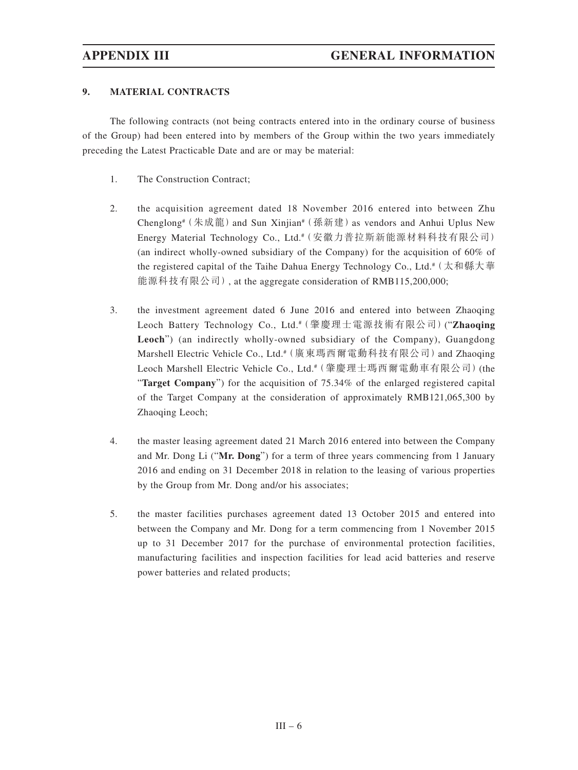## 9. MATERIAL CONTRACTS

The following contracts (not being contracts entered into in the ordinary course of business of the Group) had been entered into by members of the Group within the two years immediately preceding the Latest Practicable Date and are or may be material:

1. The Construction Contract;

2. the acquisition agreement dated 18 November 2016 entered into between Zhu Chenglong# (朱成龍) and Sun Xinjian# (孫新建) as vendors and Anhui Uplus New Energy Material Technology Co., Ltd.# (安徽力普拉斯新能源材料科技有限公司) (an indirect wholly-owned subsidiary of the Company) for the acquisition of 60% of the registered capital of the Taihe Dahua Energy Technology Co., Ltd.# (太和縣大華能源科技有限公司), at the aggregate consideration of RMB115,200,000;

3. the investment agreement dated 6 June 2016 and entered into between Zhaoqing Leoch Battery Technology Co., Ltd.# (肇慶理士電源技術有限公司) ("**Zhaoqing Leoch**") (an indirectly wholly-owned subsidiary of the Company), Guangdong Marshell Electric Vehicle Co., Ltd.# (廣東瑪西爾電動科技有限公司) and Zhaoqing Leoch Marshell Electric Vehicle Co., Ltd.# (肇慶理士瑪西爾電動車有限公司) (the "**Target Company**") for the acquisition of 75.34% of the enlarged registered capital of the Target Company at the consideration of approximately RMB121,065,300 by Zhaoqing Leoch;

4. the master leasing agreement dated 21 March 2016 entered into between the Company and Mr. Dong Li ("**Mr. Dong**") for a term of three years commencing from 1 January 2016 and ending on 31 December 2018 in relation to the leasing of various properties by the Group from Mr. Dong and/or his associates;

5. the master facilities purchases agreement dated 13 October 2015 and entered into between the Company and Mr. Dong for a term commencing from 1 November 2015 up to 31 December 2017 for the purchase of environmental protection facilities, manufacturing facilities and inspection facilities for lead acid batteries and reserve power batteries and related products;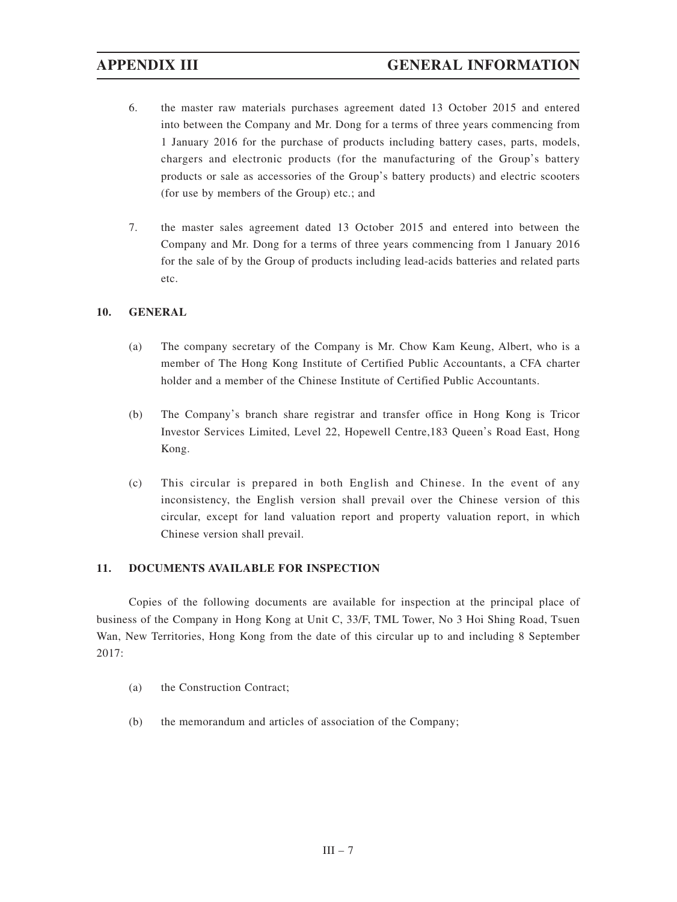6. the master raw materials purchases agreement dated 13 October 2015 and entered into between the Company and Mr. Dong for a terms of three years commencing from 1 January 2016 for the purchase of products including battery cases, parts, models, chargers and electronic products (for the manufacturing of the Group's battery products or sale as accessories of the Group's battery products) and electric scooters (for use by members of the Group) etc.; and

7. the master sales agreement dated 13 October 2015 and entered into between the Company and Mr. Dong for a terms of three years commencing from 1 January 2016 for the sale of by the Group of products including lead-acids batteries and related parts etc.

## 10. GENERAL

(a) The company secretary of the Company is Mr. Chow Kam Keung, Albert, who is a member of The Hong Kong Institute of Certified Public Accountants, a CFA charter holder and a member of the Chinese Institute of Certified Public Accountants.

(b) The Company's branch share registrar and transfer office in Hong Kong is Tricor Investor Services Limited, Level 22, Hopewell Centre,183 Queen's Road East, Hong Kong.

(c) This circular is prepared in both English and Chinese. In the event of any inconsistency, the English version shall prevail over the Chinese version of this circular, except for land valuation report and property valuation report, in which Chinese version shall prevail.

## 11. DOCUMENTS AVAILABLE FOR INSPECTION

Copies of the following documents are available for inspection at the principal place of business of the Company in Hong Kong at Unit C, 33/F, TML Tower, No 3 Hoi Shing Road, Tsuen Wan, New Territories, Hong Kong from the date of this circular up to and including 8 September 2017:

(a) the Construction Contract;

(b) the memorandum and articles of association of the Company;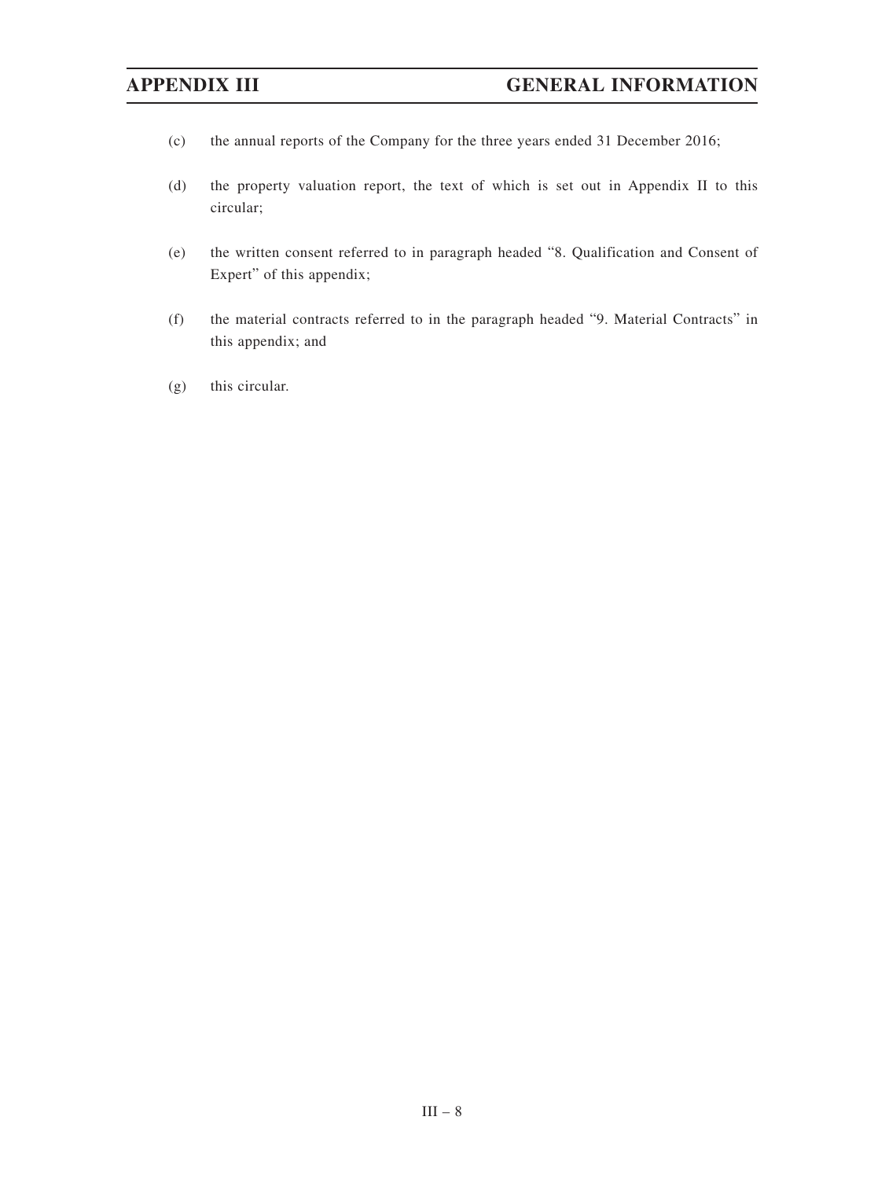(c) the annual reports of the Company for the three years ended 31 December 2016;

(d) the property valuation report, the text of which is set out in Appendix II to this circular;

(e) the written consent referred to in paragraph headed "8. Qualification and Consent of Expert" of this appendix;

(f) the material contracts referred to in the paragraph headed "9. Material Contracts" in this appendix; and

(g) this circular.